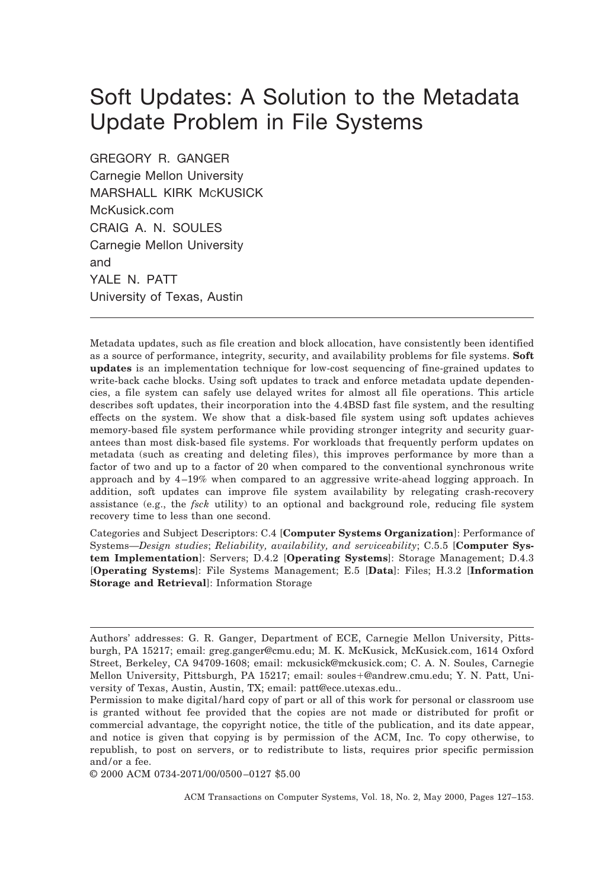# Soft Updates: A Solution to the Metadata Update Problem in File Systems

GREGORY R. GANGER
Carnegie Mellon University
MARSHALL KIRK MCKUSICK
McKusick.com
CRAIG A. N. SOULES
Carnegie Mellon University
and
YALE N. PATT
University of Texas, Austin

---

Metadata updates, such as file creation and block allocation, have consistently been identified as a source of performance, integrity, security, and availability problems for file systems. **Soft updates** is an implementation technique for low-cost sequencing of fine-grained updates to write-back cache blocks. Using soft updates to track and enforce metadata update dependencies, a file system can safely use delayed writes for almost all file operations. This article describes soft updates, their incorporation into the 4.4BSD fast file system, and the resulting effects on the system. We show that a disk-based file system using soft updates achieves memory-based file system performance while providing stronger integrity and security guarantees than most disk-based file systems. For workloads that frequently perform updates on metadata (such as creating and deleting files), this improves performance by more than a factor of two and up to a factor of 20 when compared to the conventional synchronous write approach and by 4–19% when compared to an aggressive write-ahead logging approach. In addition, soft updates can improve file system availability by relegating crash-recovery assistance (e.g., the *fsck* utility) to an optional and background role, reducing file system recovery time to less than one second.

Categories and Subject Descriptors: C.4 [**Computer Systems Organization**]: Performance of Systems—*Design studies*; *Reliability, availability, and serviceability*; C.5.5 [**Computer System Implementation**]: Servers; D.4.2 [**Operating Systems**]: Storage Management; D.4.3 [**Operating Systems**]: File Systems Management; E.5 [**Data**]: Files; H.3.2 [**Information Storage and Retrieval**]: Information Storage

---

Authors' addresses: G. R. Ganger, Department of ECE, Carnegie Mellon University, Pittsburgh, PA 15217; email: greg.ganger@cmu.edu; M. K. McKusick, McKusick.com, 1614 Oxford Street, Berkeley, CA 94709-1608; email: mckusick@mckusick.com; C. A. N. Soules, Carnegie Mellon University, Pittsburgh, PA 15217; email: soules+@andrew.cmu.edu; Y. N. Patt, University of Texas, Austin, Austin, TX; email: patt@ece.utexas.edu..

Permission to make digital/hard copy of part or all of this work for personal or classroom use is granted without fee provided that the copies are not made or distributed for profit or commercial advantage, the copyright notice, the title of the publication, and its date appear, and notice is given that copying is by permission of the ACM, Inc. To copy otherwise, to republish, to post on servers, or to redistribute to lists, requires prior specific permission and/or a fee.

© 2000 ACM 0734-2071/00/0500–0127 $5.00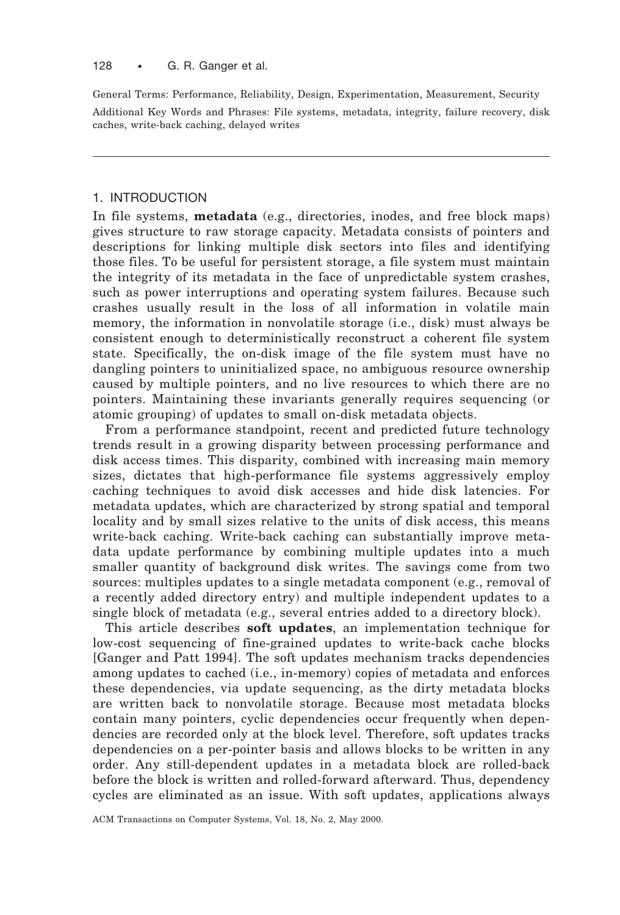General Terms: Performance, Reliability, Design, Experimentation, Measurement, Security

Additional Key Words and Phrases: File systems, metadata, integrity, failure recovery, disk caches, write-back caching, delayed writes

---

## 1. INTRODUCTION

In file systems, **metadata** (e.g., directories, inodes, and free block maps) gives structure to raw storage capacity. Metadata consists of pointers and descriptions for linking multiple disk sectors into files and identifying those files. To be useful for persistent storage, a file system must maintain the integrity of its metadata in the face of unpredictable system crashes, such as power interruptions and operating system failures. Because such crashes usually result in the loss of all information in volatile main memory, the information in nonvolatile storage (i.e., disk) must always be consistent enough to deterministically reconstruct a coherent file system state. Specifically, the on-disk image of the file system must have no dangling pointers to uninitialized space, no ambiguous resource ownership caused by multiple pointers, and no live resources to which there are no pointers. Maintaining these invariants generally requires sequencing (or atomic grouping) of updates to small on-disk metadata objects.

From a performance standpoint, recent and predicted future technology trends result in a growing disparity between processing performance and disk access times. This disparity, combined with increasing main memory sizes, dictates that high-performance file systems aggressively employ caching techniques to avoid disk accesses and hide disk latencies. For metadata updates, which are characterized by strong spatial and temporal locality and by small sizes relative to the units of disk access, this means write-back caching. Write-back caching can substantially improve metadata update performance by combining multiple updates into a much smaller quantity of background disk writes. The savings come from two sources: multiples updates to a single metadata component (e.g., removal of a recently added directory entry) and multiple independent updates to a single block of metadata (e.g., several entries added to a directory block).

This article describes **soft updates**, an implementation technique for low-cost sequencing of fine-grained updates to write-back cache blocks [Ganger and Patt 1994]. The soft updates mechanism tracks dependencies among updates to cached (i.e., in-memory) copies of metadata and enforces these dependencies, via update sequencing, as the dirty metadata blocks are written back to nonvolatile storage. Because most metadata blocks contain many pointers, cyclic dependencies occur frequently when dependencies are recorded only at the block level. Therefore, soft updates tracks dependencies on a per-pointer basis and allows blocks to be written in any order. Any still-dependent updates in a metadata block are rolled-back before the block is written and rolled-forward afterward. Thus, dependency cycles are eliminated as an issue. With soft updates, applications always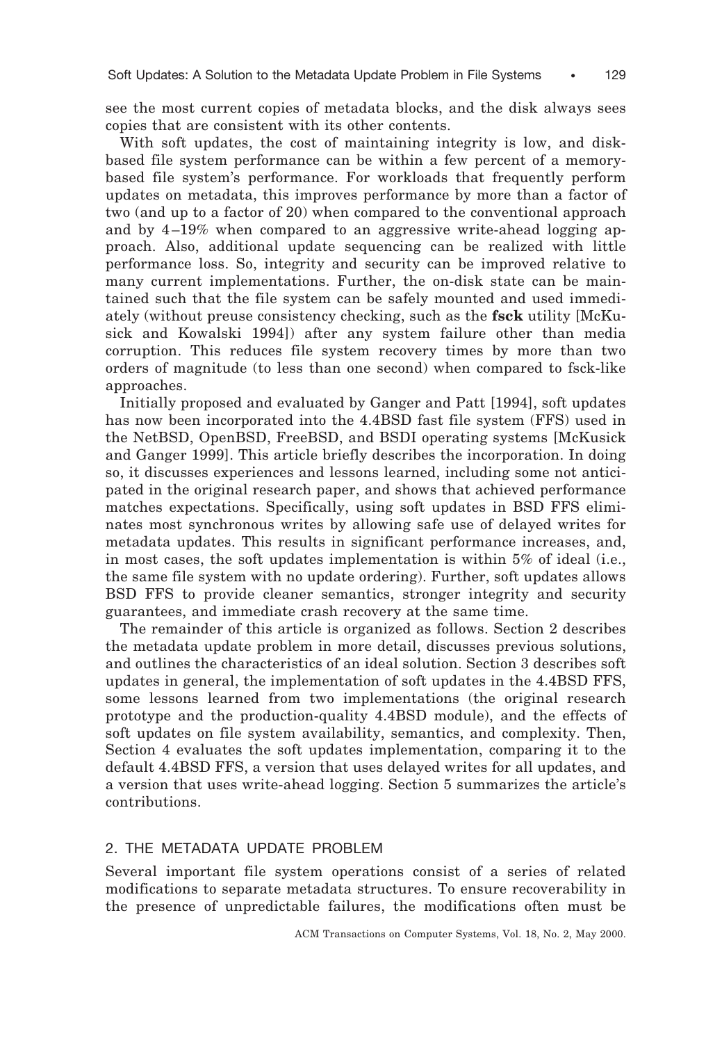see the most current copies of metadata blocks, and the disk always sees copies that are consistent with its other contents.

With soft updates, the cost of maintaining integrity is low, and disk-based file system performance can be within a few percent of a memory-based file system's performance. For workloads that frequently perform updates on metadata, this improves performance by more than a factor of two (and up to a factor of 20) when compared to the conventional approach and by 4–19% when compared to an aggressive write-ahead logging approach. Also, additional update sequencing can be realized with little performance loss. So, integrity and security can be improved relative to many current implementations. Further, the on-disk state can be maintained such that the file system can be safely mounted and used immediately (without preuse consistency checking, such as the **fsck** utility [McKusick and Kowalski 1994]) after any system failure other than media corruption. This reduces file system recovery times by more than two orders of magnitude (to less than one second) when compared to fsck-like approaches.

Initially proposed and evaluated by Ganger and Patt [1994], soft updates has now been incorporated into the 4.4BSD fast file system (FFS) used in the NetBSD, OpenBSD, FreeBSD, and BSDI operating systems [McKusick and Ganger 1999]. This article briefly describes the incorporation. In doing so, it discusses experiences and lessons learned, including some not anticipated in the original research paper, and shows that achieved performance matches expectations. Specifically, using soft updates in BSD FFS eliminates most synchronous writes by allowing safe use of delayed writes for metadata updates. This results in significant performance increases, and, in most cases, the soft updates implementation is within 5% of ideal (i.e., the same file system with no update ordering). Further, soft updates allows BSD FFS to provide cleaner semantics, stronger integrity and security guarantees, and immediate crash recovery at the same time.

The remainder of this article is organized as follows. Section 2 describes the metadata update problem in more detail, discusses previous solutions, and outlines the characteristics of an ideal solution. Section 3 describes soft updates in general, the implementation of soft updates in the 4.4BSD FFS, some lessons learned from two implementations (the original research prototype and the production-quality 4.4BSD module), and the effects of soft updates on file system availability, semantics, and complexity. Then, Section 4 evaluates the soft updates implementation, comparing it to the default 4.4BSD FFS, a version that uses delayed writes for all updates, and a version that uses write-ahead logging. Section 5 summarizes the article's contributions.

## 2. THE METADATA UPDATE PROBLEM

Several important file system operations consist of a series of related modifications to separate metadata structures. To ensure recoverability in the presence of unpredictable failures, the modifications often must be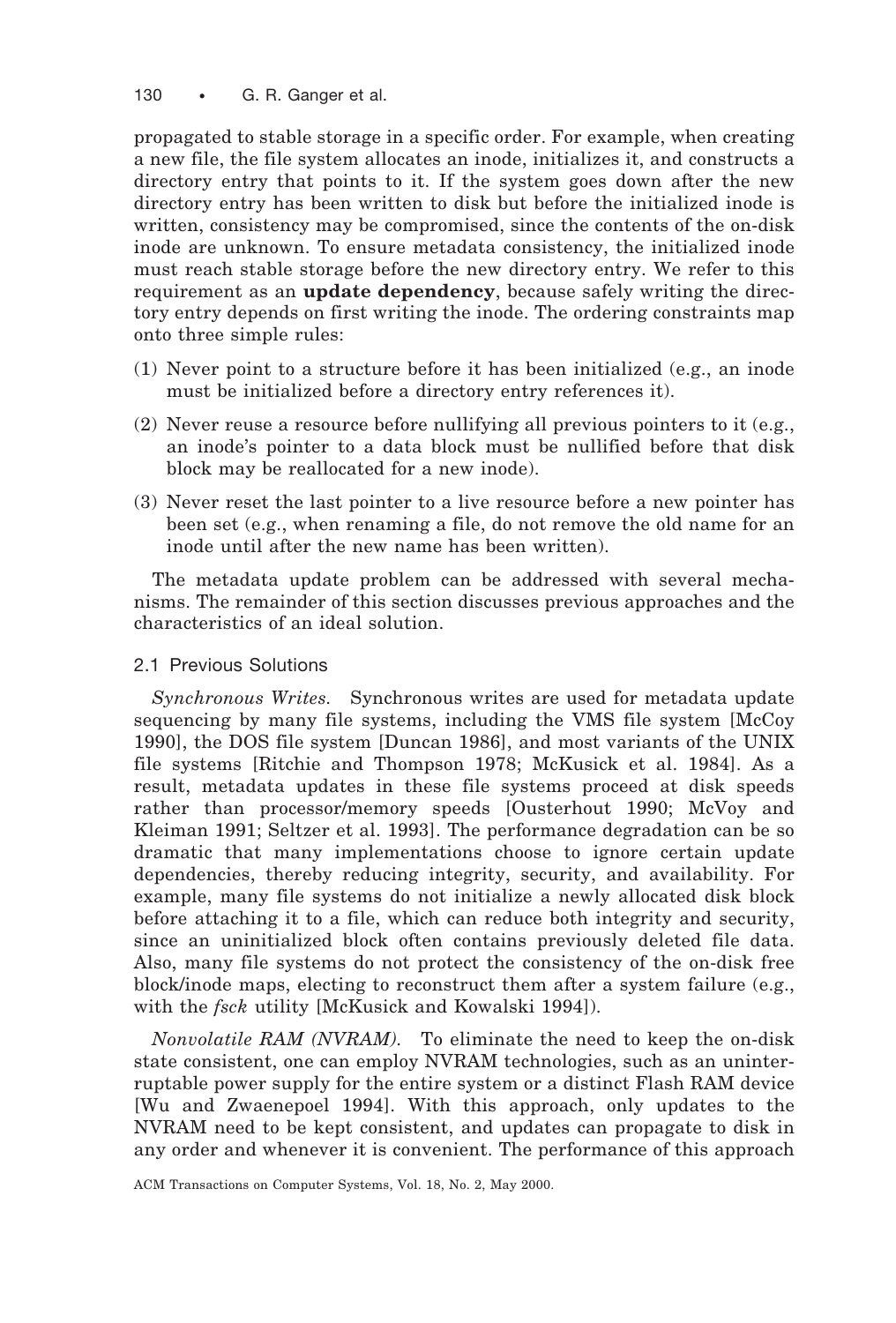propagated to stable storage in a specific order. For example, when creating a new file, the file system allocates an inode, initializes it, and constructs a directory entry that points to it. If the system goes down after the new directory entry has been written to disk but before the initialized inode is written, consistency may be compromised, since the contents of the on-disk inode are unknown. To ensure metadata consistency, the initialized inode must reach stable storage before the new directory entry. We refer to this requirement as an **update dependency**, because safely writing the directory entry depends on first writing the inode. The ordering constraints map onto three simple rules:

(1) Never point to a structure before it has been initialized (e.g., an inode must be initialized before a directory entry references it).

(2) Never reuse a resource before nullifying all previous pointers to it (e.g., an inode's pointer to a data block must be nullified before that disk block may be reallocated for a new inode).

(3) Never reset the last pointer to a live resource before a new pointer has been set (e.g., when renaming a file, do not remove the old name for an inode until after the new name has been written).

The metadata update problem can be addressed with several mechanisms. The remainder of this section discusses previous approaches and the characteristics of an ideal solution.

### 2.1 Previous Solutions

*Synchronous Writes.* Synchronous writes are used for metadata update sequencing by many file systems, including the VMS file system [McCoy 1990], the DOS file system [Duncan 1986], and most variants of the UNIX file systems [Ritchie and Thompson 1978; McKusick et al. 1984]. As a result, metadata updates in these file systems proceed at disk speeds rather than processor/memory speeds [Ousterhout 1990; McVoy and Kleiman 1991; Seltzer et al. 1993]. The performance degradation can be so dramatic that many implementations choose to ignore certain update dependencies, thereby reducing integrity, security, and availability. For example, many file systems do not initialize a newly allocated disk block before attaching it to a file, which can reduce both integrity and security, since an uninitialized block often contains previously deleted file data. Also, many file systems do not protect the consistency of the on-disk free block/inode maps, electing to reconstruct them after a system failure (e.g., with the *fsck* utility [McKusick and Kowalski 1994]).

*Nonvolatile RAM (NVRAM).* To eliminate the need to keep the on-disk state consistent, one can employ NVRAM technologies, such as an uninterruptable power supply for the entire system or a distinct Flash RAM device [Wu and Zwaenepoel 1994]. With this approach, only updates to the NVRAM need to be kept consistent, and updates can propagate to disk in any order and whenever it is convenient. The performance of this approach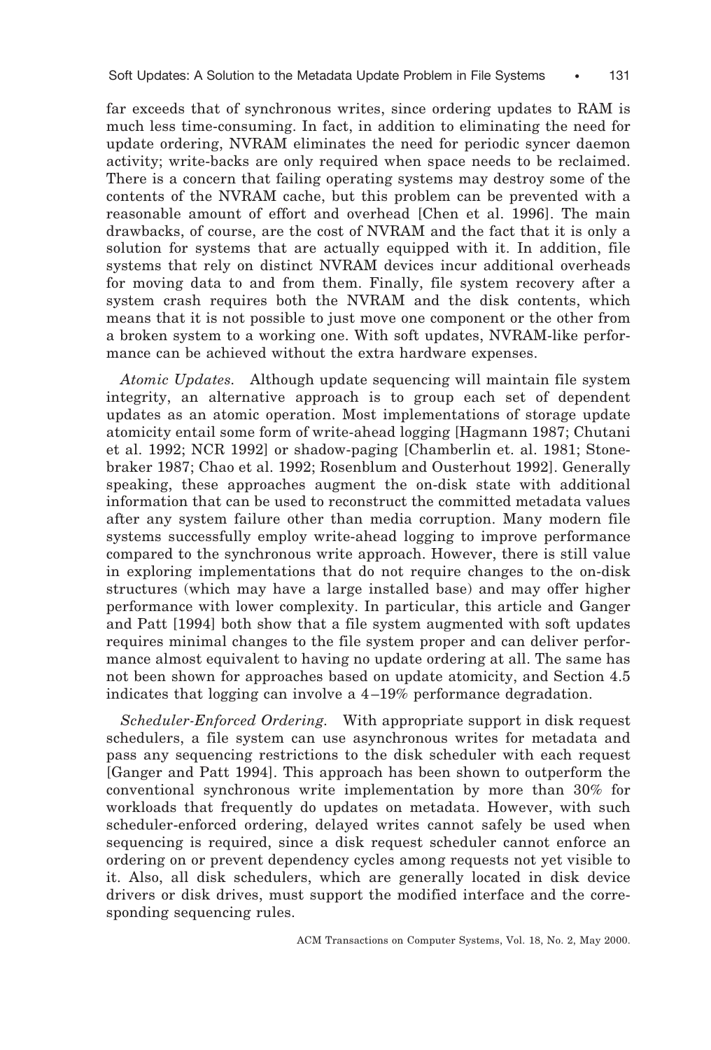far exceeds that of synchronous writes, since ordering updates to RAM is much less time-consuming. In fact, in addition to eliminating the need for update ordering, NVRAM eliminates the need for periodic syncer daemon activity; write-backs are only required when space needs to be reclaimed. There is a concern that failing operating systems may destroy some of the contents of the NVRAM cache, but this problem can be prevented with a reasonable amount of effort and overhead [Chen et al. 1996]. The main drawbacks, of course, are the cost of NVRAM and the fact that it is only a solution for systems that are actually equipped with it. In addition, file systems that rely on distinct NVRAM devices incur additional overheads for moving data to and from them. Finally, file system recovery after a system crash requires both the NVRAM and the disk contents, which means that it is not possible to just move one component or the other from a broken system to a working one. With soft updates, NVRAM-like performance can be achieved without the extra hardware expenses.

*Atomic Updates.* Although update sequencing will maintain file system integrity, an alternative approach is to group each set of dependent updates as an atomic operation. Most implementations of storage update atomicity entail some form of write-ahead logging [Hagmann 1987; Chutani et al. 1992; NCR 1992] or shadow-paging [Chamberlin et. al. 1981; Stonebraker 1987; Chao et al. 1992; Rosenblum and Ousterhout 1992]. Generally speaking, these approaches augment the on-disk state with additional information that can be used to reconstruct the committed metadata values after any system failure other than media corruption. Many modern file systems successfully employ write-ahead logging to improve performance compared to the synchronous write approach. However, there is still value in exploring implementations that do not require changes to the on-disk structures (which may have a large installed base) and may offer higher performance with lower complexity. In particular, this article and Ganger and Patt [1994] both show that a file system augmented with soft updates requires minimal changes to the file system proper and can deliver performance almost equivalent to having no update ordering at all. The same has not been shown for approaches based on update atomicity, and Section 4.5 indicates that logging can involve a 4–19% performance degradation.

*Scheduler-Enforced Ordering.* With appropriate support in disk request schedulers, a file system can use asynchronous writes for metadata and pass any sequencing restrictions to the disk scheduler with each request [Ganger and Patt 1994]. This approach has been shown to outperform the conventional synchronous write implementation by more than 30% for workloads that frequently do updates on metadata. However, with such scheduler-enforced ordering, delayed writes cannot safely be used when sequencing is required, since a disk request scheduler cannot enforce an ordering on or prevent dependency cycles among requests not yet visible to it. Also, all disk schedulers, which are generally located in disk device drivers or disk drives, must support the modified interface and the corresponding sequencing rules.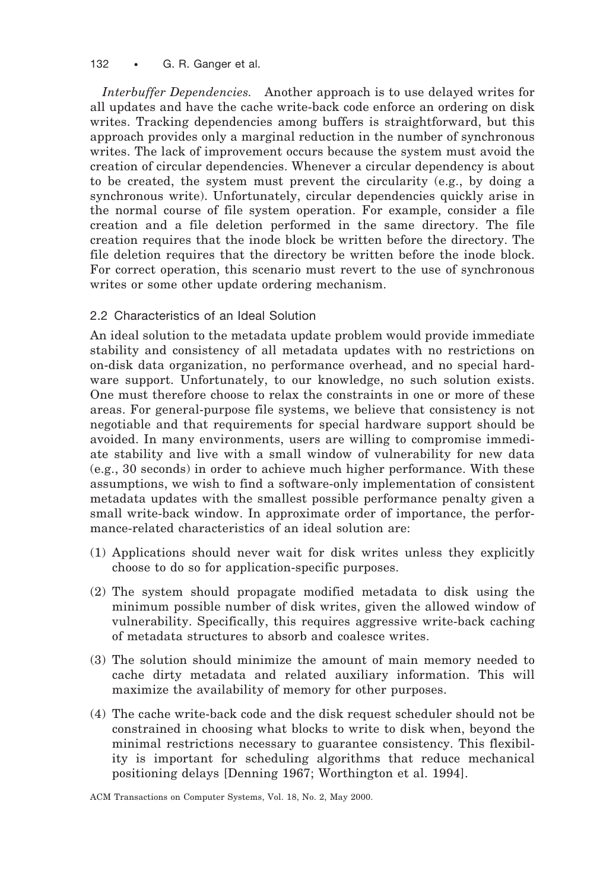*Interbuffer Dependencies.* Another approach is to use delayed writes for all updates and have the cache write-back code enforce an ordering on disk writes. Tracking dependencies among buffers is straightforward, but this approach provides only a marginal reduction in the number of synchronous writes. The lack of improvement occurs because the system must avoid the creation of circular dependencies. Whenever a circular dependency is about to be created, the system must prevent the circularity (e.g., by doing a synchronous write). Unfortunately, circular dependencies quickly arise in the normal course of file system operation. For example, consider a file creation and a file deletion performed in the same directory. The file creation requires that the inode block be written before the directory. The file deletion requires that the directory be written before the inode block. For correct operation, this scenario must revert to the use of synchronous writes or some other update ordering mechanism.

### 2.2 Characteristics of an Ideal Solution

An ideal solution to the metadata update problem would provide immediate stability and consistency of all metadata updates with no restrictions on on-disk data organization, no performance overhead, and no special hardware support. Unfortunately, to our knowledge, no such solution exists. One must therefore choose to relax the constraints in one or more of these areas. For general-purpose file systems, we believe that consistency is not negotiable and that requirements for special hardware support should be avoided. In many environments, users are willing to compromise immediate stability and live with a small window of vulnerability for new data (e.g., 30 seconds) in order to achieve much higher performance. With these assumptions, we wish to find a software-only implementation of consistent metadata updates with the smallest possible performance penalty given a small write-back window. In approximate order of importance, the performance-related characteristics of an ideal solution are:

(1) Applications should never wait for disk writes unless they explicitly choose to do so for application-specific purposes.

(2) The system should propagate modified metadata to disk using the minimum possible number of disk writes, given the allowed window of vulnerability. Specifically, this requires aggressive write-back caching of metadata structures to absorb and coalesce writes.

(3) The solution should minimize the amount of main memory needed to cache dirty metadata and related auxiliary information. This will maximize the availability of memory for other purposes.

(4) The cache write-back code and the disk request scheduler should not be constrained in choosing what blocks to write to disk when, beyond the minimal restrictions necessary to guarantee consistency. This flexibility is important for scheduling algorithms that reduce mechanical positioning delays [Denning 1967; Worthington et al. 1994].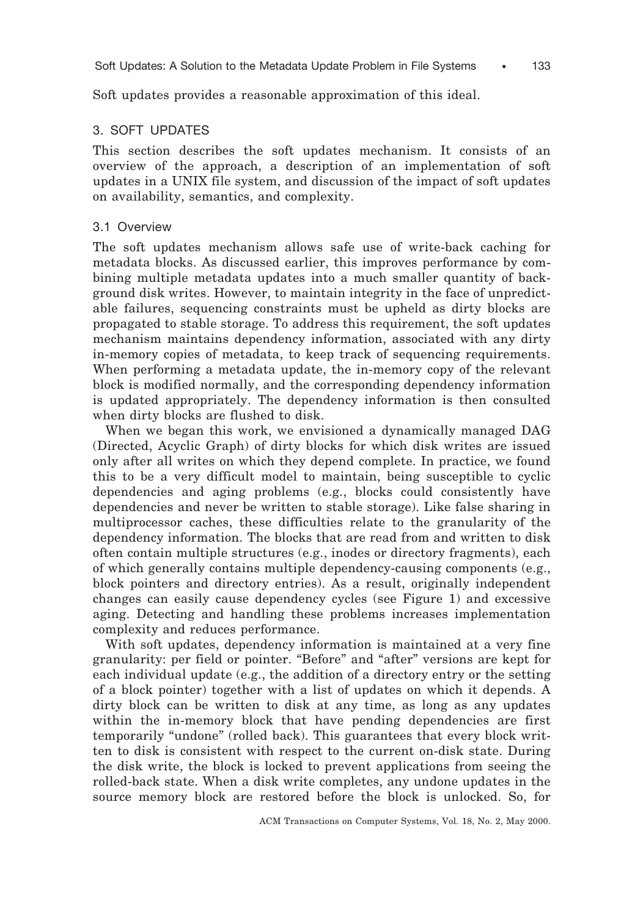Soft updates provides a reasonable approximation of this ideal.

## 3. SOFT UPDATES

This section describes the soft updates mechanism. It consists of an overview of the approach, a description of an implementation of soft updates in a UNIX file system, and discussion of the impact of soft updates on availability, semantics, and complexity.

### 3.1 Overview

The soft updates mechanism allows safe use of write-back caching for metadata blocks. As discussed earlier, this improves performance by combining multiple metadata updates into a much smaller quantity of background disk writes. However, to maintain integrity in the face of unpredictable failures, sequencing constraints must be upheld as dirty blocks are propagated to stable storage. To address this requirement, the soft updates mechanism maintains dependency information, associated with any dirty in-memory copies of metadata, to keep track of sequencing requirements. When performing a metadata update, the in-memory copy of the relevant block is modified normally, and the corresponding dependency information is updated appropriately. The dependency information is then consulted when dirty blocks are flushed to disk.

When we began this work, we envisioned a dynamically managed DAG (Directed, Acyclic Graph) of dirty blocks for which disk writes are issued only after all writes on which they depend complete. In practice, we found this to be a very difficult model to maintain, being susceptible to cyclic dependencies and aging problems (e.g., blocks could consistently have dependencies and never be written to stable storage). Like false sharing in multiprocessor caches, these difficulties relate to the granularity of the dependency information. The blocks that are read from and written to disk often contain multiple structures (e.g., inodes or directory fragments), each of which generally contains multiple dependency-causing components (e.g., block pointers and directory entries). As a result, originally independent changes can easily cause dependency cycles (see Figure 1) and excessive aging. Detecting and handling these problems increases implementation complexity and reduces performance.

With soft updates, dependency information is maintained at a very fine granularity: per field or pointer. "Before" and "after" versions are kept for each individual update (e.g., the addition of a directory entry or the setting of a block pointer) together with a list of updates on which it depends. A dirty block can be written to disk at any time, as long as any updates within the in-memory block that have pending dependencies are first temporarily "undone" (rolled back). This guarantees that every block written to disk is consistent with respect to the current on-disk state. During the disk write, the block is locked to prevent applications from seeing the rolled-back state. When a disk write completes, any undone updates in the source memory block are restored before the block is unlocked. So, for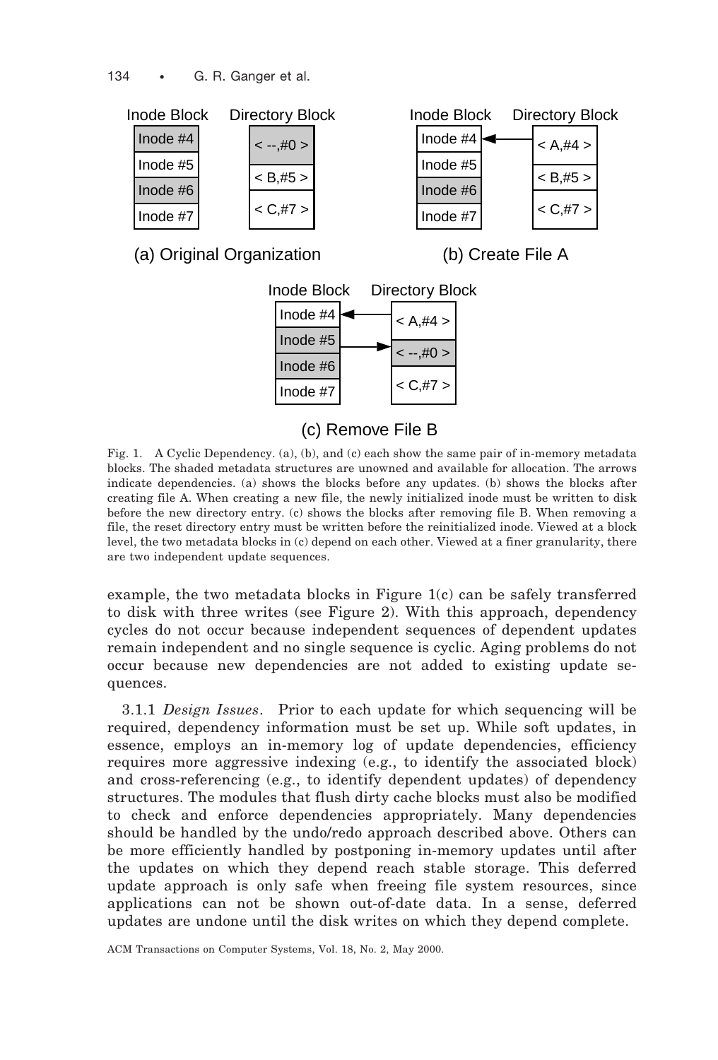Fig. 1. A Cyclic Dependency. (a), (b), and (c) each show the same pair of in-memory metadata blocks. The shaded metadata structures are unowned and available for allocation. The arrows indicate dependencies. (a) shows the blocks before any updates. (b) shows the blocks after creating file A. When creating a new file, the newly initialized inode must be written to disk before the new directory entry. (c) shows the blocks after removing file B. When removing a file, the reset directory entry must be written before the reinitialized inode. Viewed at a block level, the two metadata blocks in (c) depend on each other. Viewed at a finer granularity, there are two independent update sequences.

example, the two metadata blocks in Figure 1(c) can be safely transferred to disk with three writes (see Figure 2). With this approach, dependency cycles do not occur because independent sequences of dependent updates remain independent and no single sequence is cyclic. Aging problems do not occur because new dependencies are not added to existing update sequences.

3.1.1 *Design Issues*. Prior to each update for which sequencing will be required, dependency information must be set up. While soft updates, in essence, employs an in-memory log of update dependencies, efficiency requires more aggressive indexing (e.g., to identify the associated block) and cross-referencing (e.g., to identify dependent updates) of dependency structures. The modules that flush dirty cache blocks must also be modified to check and enforce dependencies appropriately. Many dependencies should be handled by the undo/redo approach described above. Others can be more efficiently handled by postponing in-memory updates until after the updates on which they depend reach stable storage. This deferred update approach is only safe when freeing file system resources, since applications can not be shown out-of-date data. In a sense, deferred updates are undone until the disk writes on which they depend complete.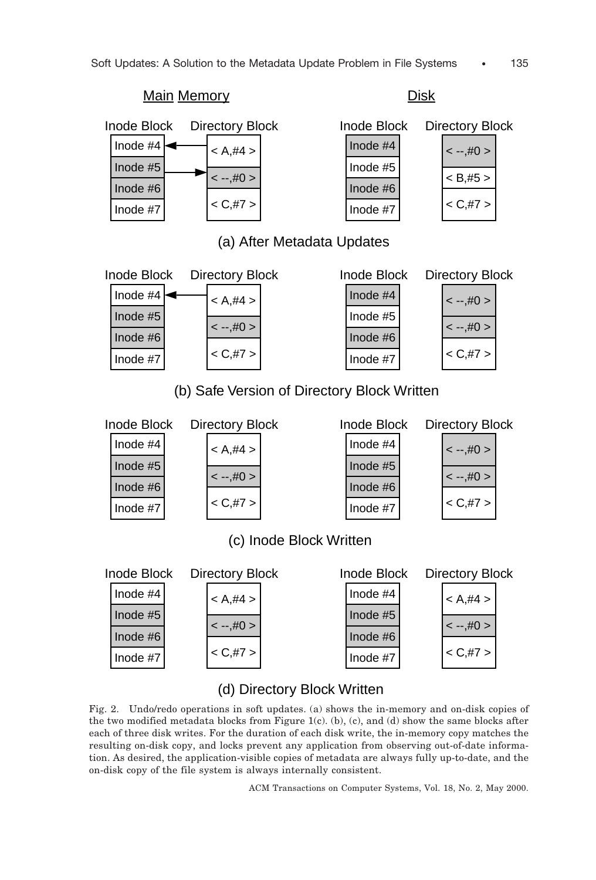Main Memory | Disk

**(a) After Metadata Updates**

| Inode Block (Memory) | Directory Block (Memory) | Inode Block (Disk) | Directory Block (Disk) |
|---|---|---|---|
| Inode #4 | < A,#4 > | Inode #4 | < --,#0 > |
| Inode #5 | < --,#0 > | Inode #5 | < B,#5 > |
| Inode #6 | < C,#7 > | Inode #6 | < C,#7 > |
| Inode #7 | | Inode #7 | |

**(b) Safe Version of Directory Block Written**

| Inode Block (Memory) | Directory Block (Memory) | Inode Block (Disk) | Directory Block (Disk) |
|---|---|---|---|
| Inode #4 | < A,#4 > | Inode #4 | < --,#0 > |
| Inode #5 | < --,#0 > | Inode #5 | < --,#0 > |
| Inode #6 | < C,#7 > | Inode #6 | < C,#7 > |
| Inode #7 | | Inode #7 | |

**(c) Inode Block Written**

| Inode Block (Memory) | Directory Block (Memory) | Inode Block (Disk) | Directory Block (Disk) |
|---|---|---|---|
| Inode #4 | < A,#4 > | Inode #4 | < --,#0 > |
| Inode #5 | < --,#0 > | Inode #5 | < --,#0 > |
| Inode #6 | < C,#7 > | Inode #6 | < C,#7 > |
| Inode #7 | | Inode #7 | |

**(d) Directory Block Written**

| Inode Block (Memory) | Directory Block (Memory) | Inode Block (Disk) | Directory Block (Disk) |
|---|---|---|---|
| Inode #4 | < A,#4 > | Inode #4 | < A,#4 > |
| Inode #5 | < --,#0 > | Inode #5 | < --,#0 > |
| Inode #6 | < C,#7 > | Inode #6 | < C,#7 > |
| Inode #7 | | Inode #7 | |

Fig. 2. Undo/redo operations in soft updates. (a) shows the in-memory and on-disk copies of the two modified metadata blocks from Figure 1(c). (b), (c), and (d) show the same blocks after each of three disk writes. For the duration of each disk write, the in-memory copy matches the resulting on-disk copy, and locks prevent any application from observing out-of-date information. As desired, the application-visible copies of metadata are always fully up-to-date, and the on-disk copy of the file system is always internally consistent.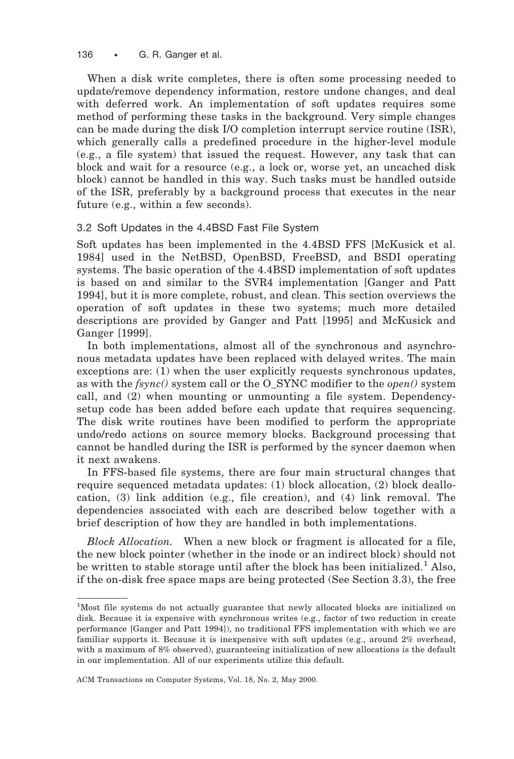When a disk write completes, there is often some processing needed to update/remove dependency information, restore undone changes, and deal with deferred work. An implementation of soft updates requires some method of performing these tasks in the background. Very simple changes can be made during the disk I/O completion interrupt service routine (ISR), which generally calls a predefined procedure in the higher-level module (e.g., a file system) that issued the request. However, any task that can block and wait for a resource (e.g., a lock or, worse yet, an uncached disk block) cannot be handled in this way. Such tasks must be handled outside of the ISR, preferably by a background process that executes in the near future (e.g., within a few seconds).

### 3.2 Soft Updates in the 4.4BSD Fast File System

Soft updates has been implemented in the 4.4BSD FFS [McKusick et al. 1984] used in the NetBSD, OpenBSD, FreeBSD, and BSDI operating systems. The basic operation of the 4.4BSD implementation of soft updates is based on and similar to the SVR4 implementation [Ganger and Patt 1994], but it is more complete, robust, and clean. This section overviews the operation of soft updates in these two systems; much more detailed descriptions are provided by Ganger and Patt [1995] and McKusick and Ganger [1999].

In both implementations, almost all of the synchronous and asynchronous metadata updates have been replaced with delayed writes. The main exceptions are: (1) when the user explicitly requests synchronous updates, as with the *fsync()* system call or the O_SYNC modifier to the *open()* system call, and (2) when mounting or unmounting a file system. Dependency-setup code has been added before each update that requires sequencing. The disk write routines have been modified to perform the appropriate undo/redo actions on source memory blocks. Background processing that cannot be handled during the ISR is performed by the syncer daemon when it next awakens.

In FFS-based file systems, there are four main structural changes that require sequenced metadata updates: (1) block allocation, (2) block deallocation, (3) link addition (e.g., file creation), and (4) link removal. The dependencies associated with each are described below together with a brief description of how they are handled in both implementations.

*Block Allocation.* When a new block or fragment is allocated for a file, the new block pointer (whether in the inode or an indirect block) should not be written to stable storage until after the block has been initialized.[1] Also, if the on-disk free space maps are being protected (See Section 3.3), the free

---

[1]Most file systems do not actually guarantee that newly allocated blocks are initialized on disk. Because it is expensive with synchronous writes (e.g., factor of two reduction in create performance [Ganger and Patt 1994]), no traditional FFS implementation with which we are familiar supports it. Because it is inexpensive with soft updates (e.g., around 2% overhead, with a maximum of 8% observed), guaranteeing initialization of new allocations is the default in our implementation. All of our experiments utilize this default.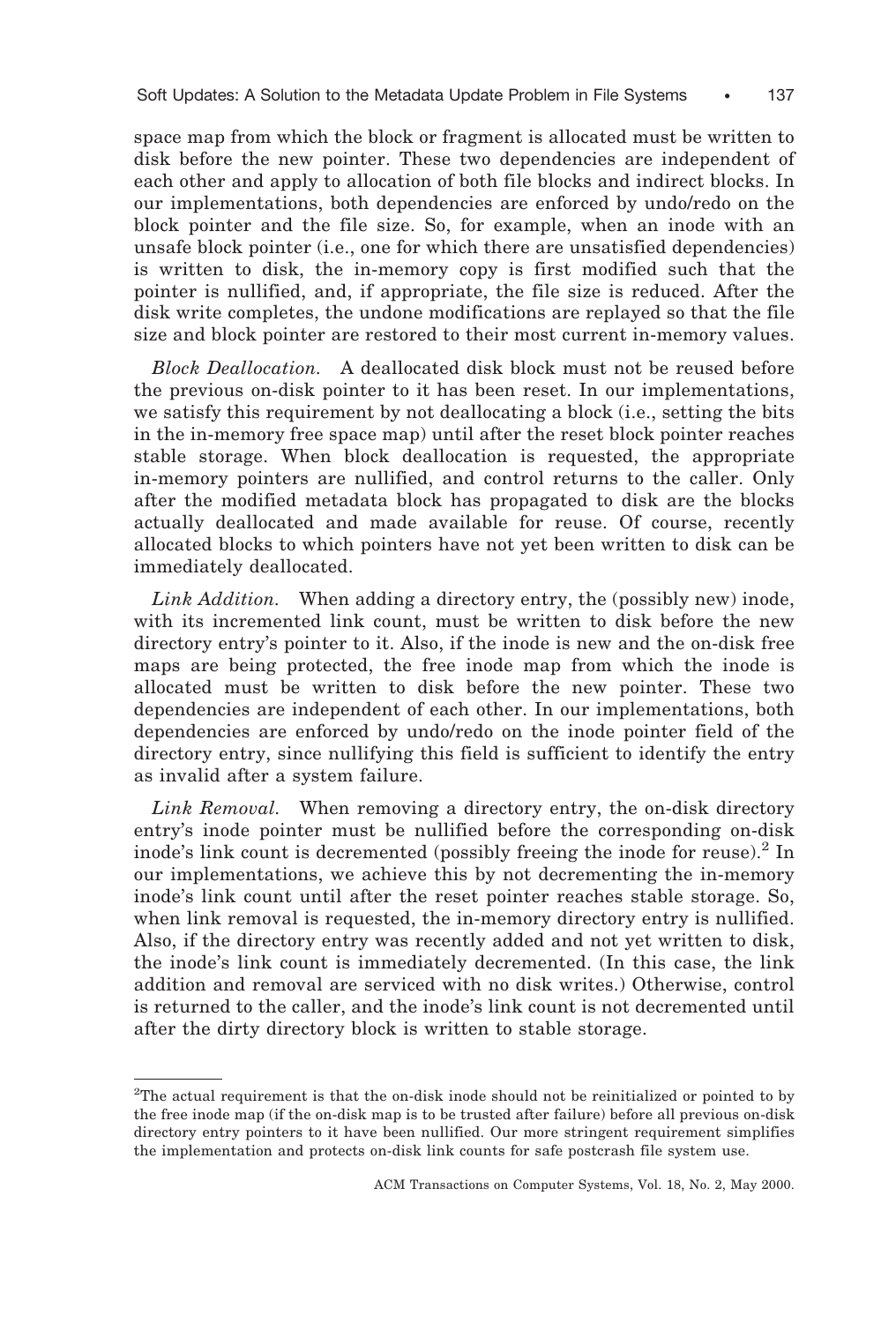space map from which the block or fragment is allocated must be written to disk before the new pointer. These two dependencies are independent of each other and apply to allocation of both file blocks and indirect blocks. In our implementations, both dependencies are enforced by undo/redo on the block pointer and the file size. So, for example, when an inode with an unsafe block pointer (i.e., one for which there are unsatisfied dependencies) is written to disk, the in-memory copy is first modified such that the pointer is nullified, and, if appropriate, the file size is reduced. After the disk write completes, the undone modifications are replayed so that the file size and block pointer are restored to their most current in-memory values.

*Block Deallocation.* A deallocated disk block must not be reused before the previous on-disk pointer to it has been reset. In our implementations, we satisfy this requirement by not deallocating a block (i.e., setting the bits in the in-memory free space map) until after the reset block pointer reaches stable storage. When block deallocation is requested, the appropriate in-memory pointers are nullified, and control returns to the caller. Only after the modified metadata block has propagated to disk are the blocks actually deallocated and made available for reuse. Of course, recently allocated blocks to which pointers have not yet been written to disk can be immediately deallocated.

*Link Addition.* When adding a directory entry, the (possibly new) inode, with its incremented link count, must be written to disk before the new directory entry's pointer to it. Also, if the inode is new and the on-disk free maps are being protected, the free inode map from which the inode is allocated must be written to disk before the new pointer. These two dependencies are independent of each other. In our implementations, both dependencies are enforced by undo/redo on the inode pointer field of the directory entry, since nullifying this field is sufficient to identify the entry as invalid after a system failure.

*Link Removal.* When removing a directory entry, the on-disk directory entry's inode pointer must be nullified before the corresponding on-disk inode's link count is decremented (possibly freeing the inode for reuse).[2] In our implementations, we achieve this by not decrementing the in-memory inode's link count until after the reset pointer reaches stable storage. So, when link removal is requested, the in-memory directory entry is nullified. Also, if the directory entry was recently added and not yet written to disk, the inode's link count is immediately decremented. (In this case, the link addition and removal are serviced with no disk writes.) Otherwise, control is returned to the caller, and the inode's link count is not decremented until after the dirty directory block is written to stable storage.

[2]The actual requirement is that the on-disk inode should not be reinitialized or pointed to by the free inode map (if the on-disk map is to be trusted after failure) before all previous on-disk directory entry pointers to it have been nullified. Our more stringent requirement simplifies the implementation and protects on-disk link counts for safe postcrash file system use.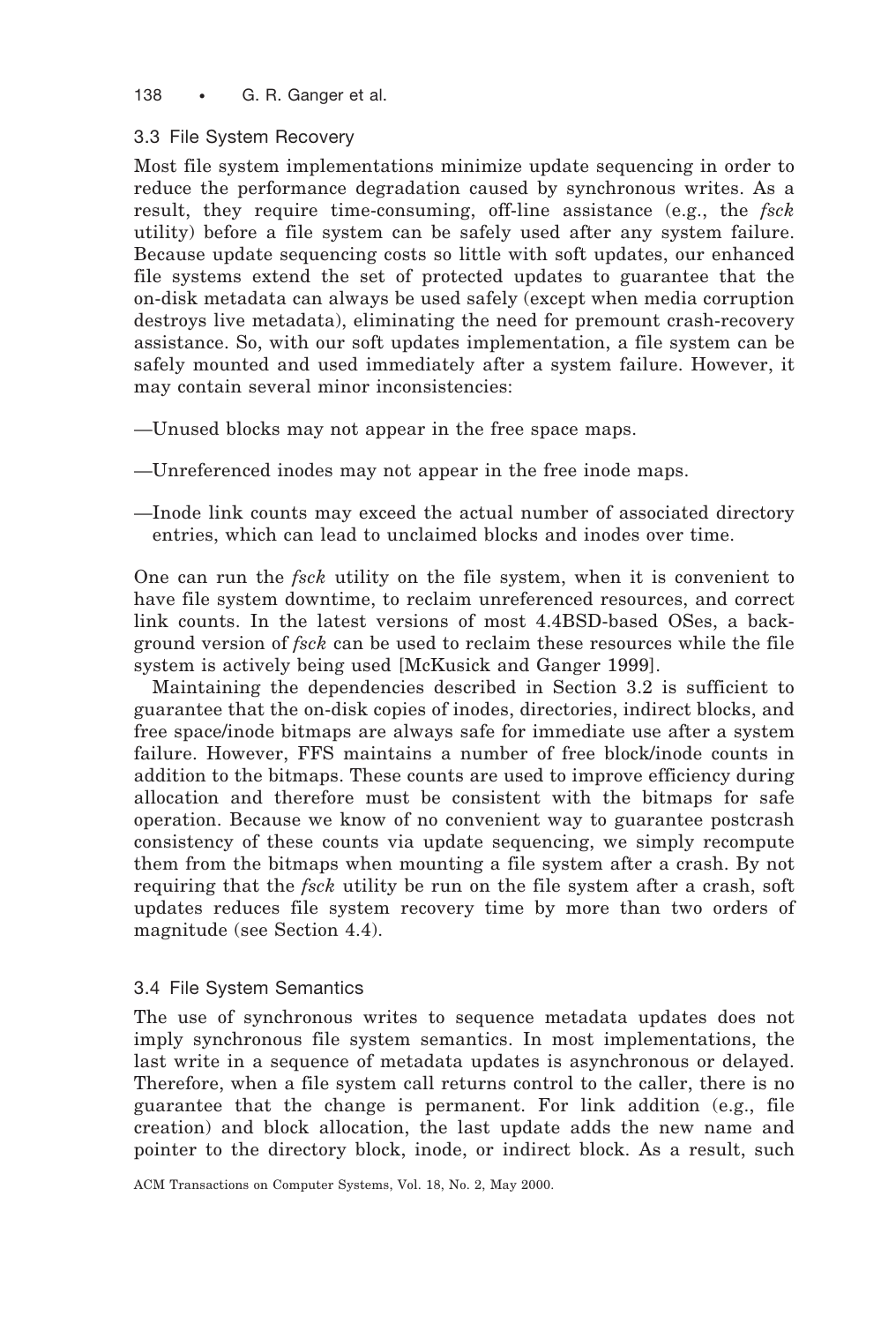### 3.3 File System Recovery

Most file system implementations minimize update sequencing in order to reduce the performance degradation caused by synchronous writes. As a result, they require time-consuming, off-line assistance (e.g., the *fsck* utility) before a file system can be safely used after any system failure. Because update sequencing costs so little with soft updates, our enhanced file systems extend the set of protected updates to guarantee that the on-disk metadata can always be used safely (except when media corruption destroys live metadata), eliminating the need for premount crash-recovery assistance. So, with our soft updates implementation, a file system can be safely mounted and used immediately after a system failure. However, it may contain several minor inconsistencies:

—Unused blocks may not appear in the free space maps.

—Unreferenced inodes may not appear in the free inode maps.

—Inode link counts may exceed the actual number of associated directory entries, which can lead to unclaimed blocks and inodes over time.

One can run the *fsck* utility on the file system, when it is convenient to have file system downtime, to reclaim unreferenced resources, and correct link counts. In the latest versions of most 4.4BSD-based OSes, a background version of *fsck* can be used to reclaim these resources while the file system is actively being used [McKusick and Ganger 1999].

Maintaining the dependencies described in Section 3.2 is sufficient to guarantee that the on-disk copies of inodes, directories, indirect blocks, and free space/inode bitmaps are always safe for immediate use after a system failure. However, FFS maintains a number of free block/inode counts in addition to the bitmaps. These counts are used to improve efficiency during allocation and therefore must be consistent with the bitmaps for safe operation. Because we know of no convenient way to guarantee postcrash consistency of these counts via update sequencing, we simply recompute them from the bitmaps when mounting a file system after a crash. By not requiring that the *fsck* utility be run on the file system after a crash, soft updates reduces file system recovery time by more than two orders of magnitude (see Section 4.4).

### 3.4 File System Semantics

The use of synchronous writes to sequence metadata updates does not imply synchronous file system semantics. In most implementations, the last write in a sequence of metadata updates is asynchronous or delayed. Therefore, when a file system call returns control to the caller, there is no guarantee that the change is permanent. For link addition (e.g., file creation) and block allocation, the last update adds the new name and pointer to the directory block, inode, or indirect block. As a result, such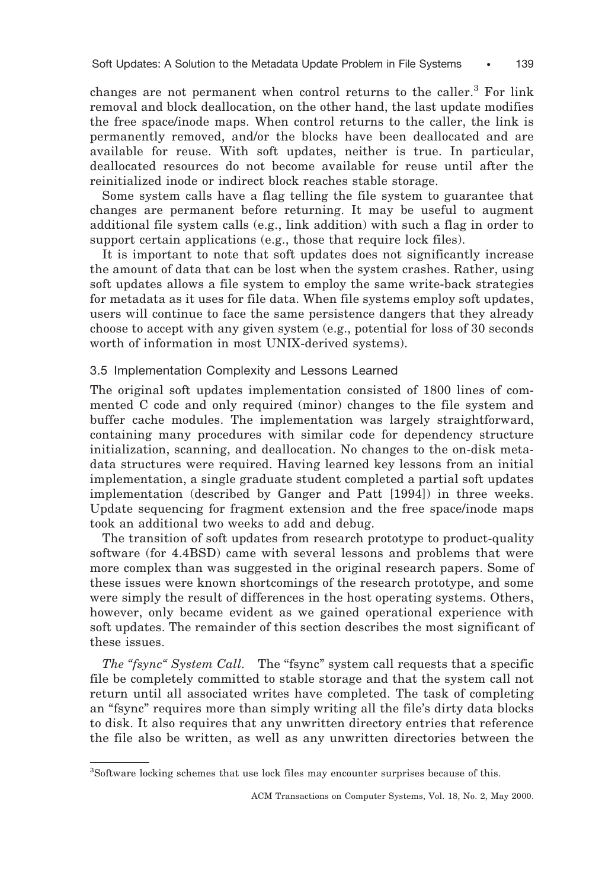changes are not permanent when control returns to the caller.[3] For link removal and block deallocation, on the other hand, the last update modifies the free space/inode maps. When control returns to the caller, the link is permanently removed, and/or the blocks have been deallocated and are available for reuse. With soft updates, neither is true. In particular, deallocated resources do not become available for reuse until after the reinitialized inode or indirect block reaches stable storage.

Some system calls have a flag telling the file system to guarantee that changes are permanent before returning. It may be useful to augment additional file system calls (e.g., link addition) with such a flag in order to support certain applications (e.g., those that require lock files).

It is important to note that soft updates does not significantly increase the amount of data that can be lost when the system crashes. Rather, using soft updates allows a file system to employ the same write-back strategies for metadata as it uses for file data. When file systems employ soft updates, users will continue to face the same persistence dangers that they already choose to accept with any given system (e.g., potential for loss of 30 seconds worth of information in most UNIX-derived systems).

### 3.5 Implementation Complexity and Lessons Learned

The original soft updates implementation consisted of 1800 lines of commented C code and only required (minor) changes to the file system and buffer cache modules. The implementation was largely straightforward, containing many procedures with similar code for dependency structure initialization, scanning, and deallocation. No changes to the on-disk metadata structures were required. Having learned key lessons from an initial implementation, a single graduate student completed a partial soft updates implementation (described by Ganger and Patt [1994]) in three weeks. Update sequencing for fragment extension and the free space/inode maps took an additional two weeks to add and debug.

The transition of soft updates from research prototype to product-quality software (for 4.4BSD) came with several lessons and problems that were more complex than was suggested in the original research papers. Some of these issues were known shortcomings of the research prototype, and some were simply the result of differences in the host operating systems. Others, however, only became evident as we gained operational experience with soft updates. The remainder of this section describes the most significant of these issues.

*The "fsync" System Call.* The "fsync" system call requests that a specific file be completely committed to stable storage and that the system call not return until all associated writes have completed. The task of completing an "fsync" requires more than simply writing all the file's dirty data blocks to disk. It also requires that any unwritten directory entries that reference the file also be written, as well as any unwritten directories between the

---

[3] Software locking schemes that use lock files may encounter surprises because of this.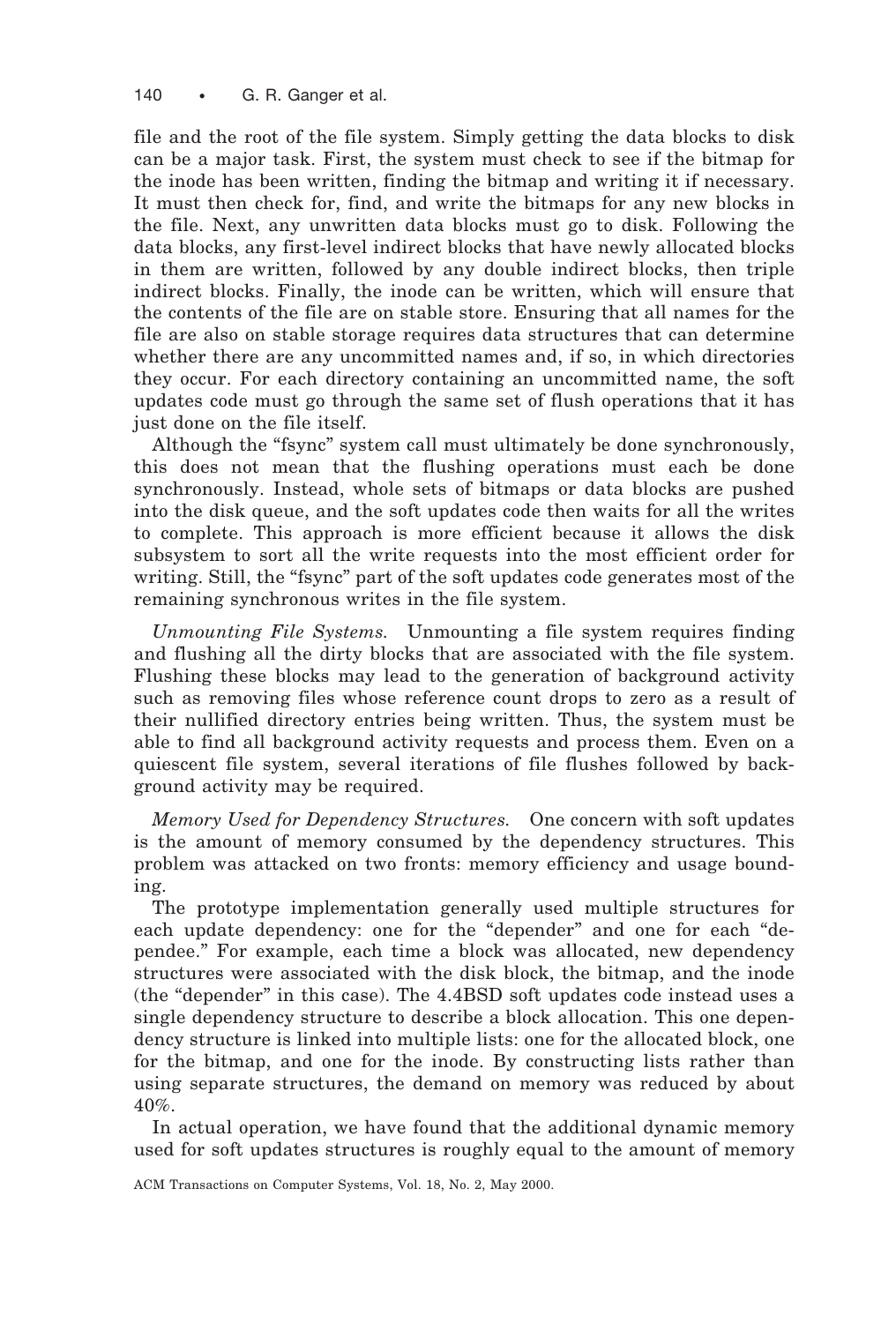file and the root of the file system. Simply getting the data blocks to disk can be a major task. First, the system must check to see if the bitmap for the inode has been written, finding the bitmap and writing it if necessary. It must then check for, find, and write the bitmaps for any new blocks in the file. Next, any unwritten data blocks must go to disk. Following the data blocks, any first-level indirect blocks that have newly allocated blocks in them are written, followed by any double indirect blocks, then triple indirect blocks. Finally, the inode can be written, which will ensure that the contents of the file are on stable store. Ensuring that all names for the file are also on stable storage requires data structures that can determine whether there are any uncommitted names and, if so, in which directories they occur. For each directory containing an uncommitted name, the soft updates code must go through the same set of flush operations that it has just done on the file itself.

Although the "fsync" system call must ultimately be done synchronously, this does not mean that the flushing operations must each be done synchronously. Instead, whole sets of bitmaps or data blocks are pushed into the disk queue, and the soft updates code then waits for all the writes to complete. This approach is more efficient because it allows the disk subsystem to sort all the write requests into the most efficient order for writing. Still, the "fsync" part of the soft updates code generates most of the remaining synchronous writes in the file system.

*Unmounting File Systems.* Unmounting a file system requires finding and flushing all the dirty blocks that are associated with the file system. Flushing these blocks may lead to the generation of background activity such as removing files whose reference count drops to zero as a result of their nullified directory entries being written. Thus, the system must be able to find all background activity requests and process them. Even on a quiescent file system, several iterations of file flushes followed by background activity may be required.

*Memory Used for Dependency Structures.* One concern with soft updates is the amount of memory consumed by the dependency structures. This problem was attacked on two fronts: memory efficiency and usage bounding.

The prototype implementation generally used multiple structures for each update dependency: one for the "depender" and one for each "dependee." For example, each time a block was allocated, new dependency structures were associated with the disk block, the bitmap, and the inode (the "depender" in this case). The 4.4BSD soft updates code instead uses a single dependency structure to describe a block allocation. This one dependency structure is linked into multiple lists: one for the allocated block, one for the bitmap, and one for the inode. By constructing lists rather than using separate structures, the demand on memory was reduced by about 40%.

In actual operation, we have found that the additional dynamic memory used for soft updates structures is roughly equal to the amount of memory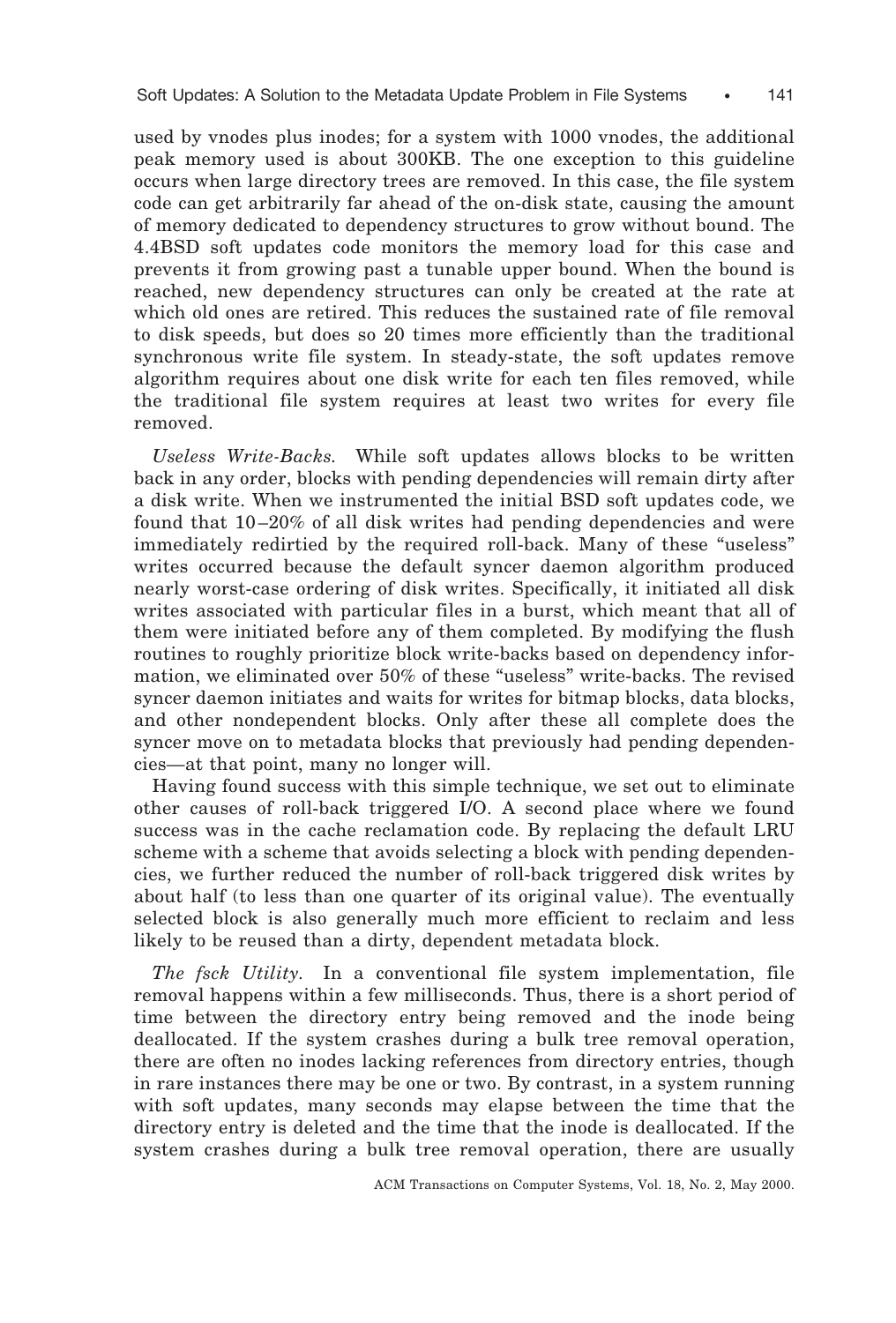used by vnodes plus inodes; for a system with 1000 vnodes, the additional peak memory used is about 300KB. The one exception to this guideline occurs when large directory trees are removed. In this case, the file system code can get arbitrarily far ahead of the on-disk state, causing the amount of memory dedicated to dependency structures to grow without bound. The 4.4BSD soft updates code monitors the memory load for this case and prevents it from growing past a tunable upper bound. When the bound is reached, new dependency structures can only be created at the rate at which old ones are retired. This reduces the sustained rate of file removal to disk speeds, but does so 20 times more efficiently than the traditional synchronous write file system. In steady-state, the soft updates remove algorithm requires about one disk write for each ten files removed, while the traditional file system requires at least two writes for every file removed.

*Useless Write-Backs.* While soft updates allows blocks to be written back in any order, blocks with pending dependencies will remain dirty after a disk write. When we instrumented the initial BSD soft updates code, we found that 10–20% of all disk writes had pending dependencies and were immediately redirtied by the required roll-back. Many of these "useless" writes occurred because the default syncer daemon algorithm produced nearly worst-case ordering of disk writes. Specifically, it initiated all disk writes associated with particular files in a burst, which meant that all of them were initiated before any of them completed. By modifying the flush routines to roughly prioritize block write-backs based on dependency information, we eliminated over 50% of these "useless" write-backs. The revised syncer daemon initiates and waits for writes for bitmap blocks, data blocks, and other nondependent blocks. Only after these all complete does the syncer move on to metadata blocks that previously had pending dependencies—at that point, many no longer will.

Having found success with this simple technique, we set out to eliminate other causes of roll-back triggered I/O. A second place where we found success was in the cache reclamation code. By replacing the default LRU scheme with a scheme that avoids selecting a block with pending dependencies, we further reduced the number of roll-back triggered disk writes by about half (to less than one quarter of its original value). The eventually selected block is also generally much more efficient to reclaim and less likely to be reused than a dirty, dependent metadata block.

*The fsck Utility.* In a conventional file system implementation, file removal happens within a few milliseconds. Thus, there is a short period of time between the directory entry being removed and the inode being deallocated. If the system crashes during a bulk tree removal operation, there are often no inodes lacking references from directory entries, though in rare instances there may be one or two. By contrast, in a system running with soft updates, many seconds may elapse between the time that the directory entry is deleted and the time that the inode is deallocated. If the system crashes during a bulk tree removal operation, there are usually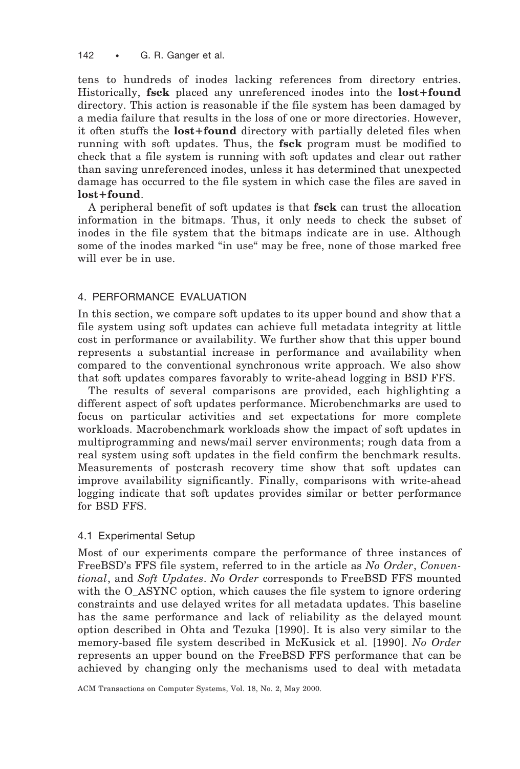tens to hundreds of inodes lacking references from directory entries. Historically, **fsck** placed any unreferenced inodes into the **lost+found** directory. This action is reasonable if the file system has been damaged by a media failure that results in the loss of one or more directories. However, it often stuffs the **lost+found** directory with partially deleted files when running with soft updates. Thus, the **fsck** program must be modified to check that a file system is running with soft updates and clear out rather than saving unreferenced inodes, unless it has determined that unexpected damage has occurred to the file system in which case the files are saved in **lost+found**.

A peripheral benefit of soft updates is that **fsck** can trust the allocation information in the bitmaps. Thus, it only needs to check the subset of inodes in the file system that the bitmaps indicate are in use. Although some of the inodes marked "in use" may be free, none of those marked free will ever be in use.

## 4. PERFORMANCE EVALUATION

In this section, we compare soft updates to its upper bound and show that a file system using soft updates can achieve full metadata integrity at little cost in performance or availability. We further show that this upper bound represents a substantial increase in performance and availability when compared to the conventional synchronous write approach. We also show that soft updates compares favorably to write-ahead logging in BSD FFS.

The results of several comparisons are provided, each highlighting a different aspect of soft updates performance. Microbenchmarks are used to focus on particular activities and set expectations for more complete workloads. Macrobenchmark workloads show the impact of soft updates in multiprogramming and news/mail server environments; rough data from a real system using soft updates in the field confirm the benchmark results. Measurements of postcrash recovery time show that soft updates can improve availability significantly. Finally, comparisons with write-ahead logging indicate that soft updates provides similar or better performance for BSD FFS.

### 4.1 Experimental Setup

Most of our experiments compare the performance of three instances of FreeBSD's FFS file system, referred to in the article as *No Order*, *Conventional*, and *Soft Updates*. *No Order* corresponds to FreeBSD FFS mounted with the O_ASYNC option, which causes the file system to ignore ordering constraints and use delayed writes for all metadata updates. This baseline has the same performance and lack of reliability as the delayed mount option described in Ohta and Tezuka [1990]. It is also very similar to the memory-based file system described in McKusick et al. [1990]. *No Order* represents an upper bound on the FreeBSD FFS performance that can be achieved by changing only the mechanisms used to deal with metadata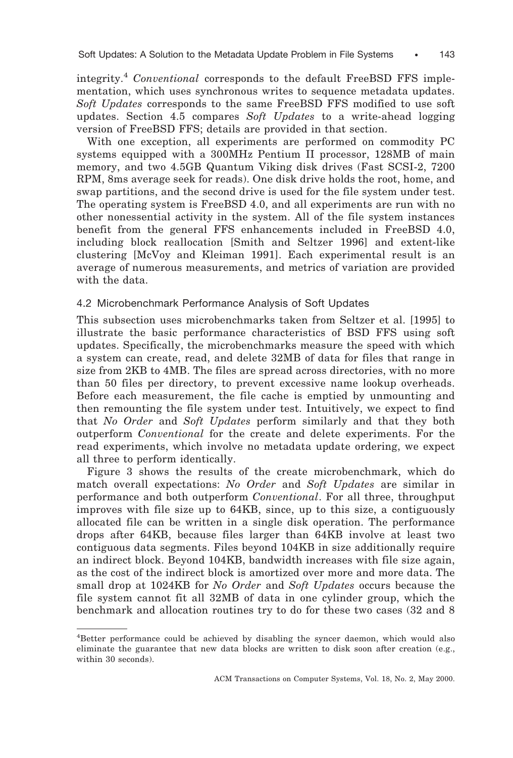integrity.[4] *Conventional* corresponds to the default FreeBSD FFS implementation, which uses synchronous writes to sequence metadata updates. *Soft Updates* corresponds to the same FreeBSD FFS modified to use soft updates. Section 4.5 compares *Soft Updates* to a write-ahead logging version of FreeBSD FFS; details are provided in that section.

With one exception, all experiments are performed on commodity PC systems equipped with a 300MHz Pentium II processor, 128MB of main memory, and two 4.5GB Quantum Viking disk drives (Fast SCSI-2, 7200 RPM, 8ms average seek for reads). One disk drive holds the root, home, and swap partitions, and the second drive is used for the file system under test. The operating system is FreeBSD 4.0, and all experiments are run with no other nonessential activity in the system. All of the file system instances benefit from the general FFS enhancements included in FreeBSD 4.0, including block reallocation [Smith and Seltzer 1996] and extent-like clustering [McVoy and Kleiman 1991]. Each experimental result is an average of numerous measurements, and metrics of variation are provided with the data.

### 4.2 Microbenchmark Performance Analysis of Soft Updates

This subsection uses microbenchmarks taken from Seltzer et al. [1995] to illustrate the basic performance characteristics of BSD FFS using soft updates. Specifically, the microbenchmarks measure the speed with which a system can create, read, and delete 32MB of data for files that range in size from 2KB to 4MB. The files are spread across directories, with no more than 50 files per directory, to prevent excessive name lookup overheads. Before each measurement, the file cache is emptied by unmounting and then remounting the file system under test. Intuitively, we expect to find that *No Order* and *Soft Updates* perform similarly and that they both outperform *Conventional* for the create and delete experiments. For the read experiments, which involve no metadata update ordering, we expect all three to perform identically.

Figure 3 shows the results of the create microbenchmark, which do match overall expectations: *No Order* and *Soft Updates* are similar in performance and both outperform *Conventional*. For all three, throughput improves with file size up to 64KB, since, up to this size, a contiguously allocated file can be written in a single disk operation. The performance drops after 64KB, because files larger than 64KB involve at least two contiguous data segments. Files beyond 104KB in size additionally require an indirect block. Beyond 104KB, bandwidth increases with file size again, as the cost of the indirect block is amortized over more and more data. The small drop at 1024KB for *No Order* and *Soft Updates* occurs because the file system cannot fit all 32MB of data in one cylinder group, which the benchmark and allocation routines try to do for these two cases (32 and 8

---

[4] Better performance could be achieved by disabling the syncer daemon, which would also eliminate the guarantee that new data blocks are written to disk soon after creation (e.g., within 30 seconds).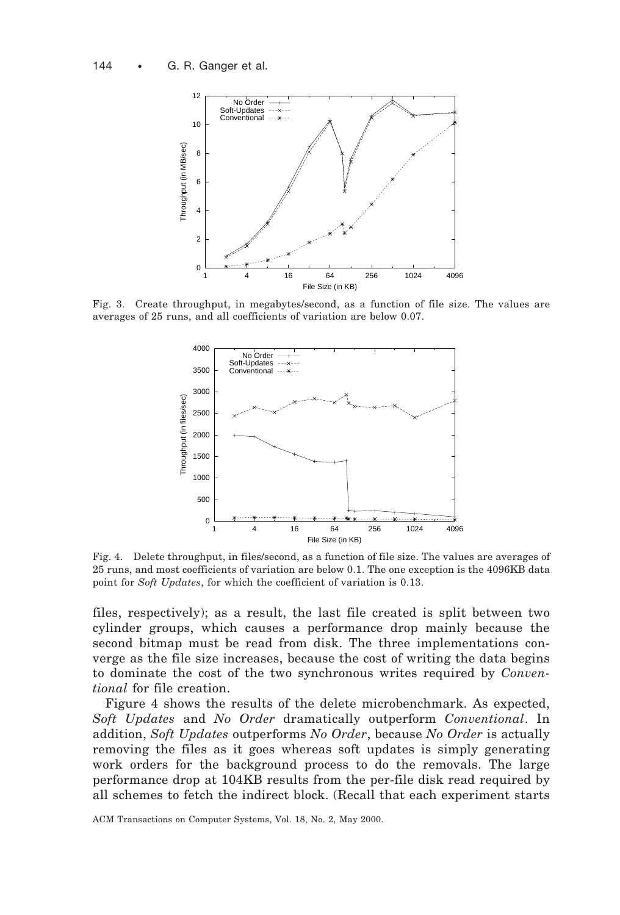Fig. 3. Create throughput, in megabytes/second, as a function of file size. The values are averages of 25 runs, and all coefficients of variation are below 0.07.

Fig. 4. Delete throughput, in files/second, as a function of file size. The values are averages of 25 runs, and most coefficients of variation are below 0.1. The one exception is the 4096KB data point for *Soft Updates*, for which the coefficient of variation is 0.13.

files, respectively); as a result, the last file created is split between two cylinder groups, which causes a performance drop mainly because the second bitmap must be read from disk. The three implementations converge as the file size increases, because the cost of writing the data begins to dominate the cost of the two synchronous writes required by *Conventional* for file creation.

Figure 4 shows the results of the delete microbenchmark. As expected, *Soft Updates* and *No Order* dramatically outperform *Conventional*. In addition, *Soft Updates* outperforms *No Order*, because *No Order* is actually removing the files as it goes whereas soft updates is simply generating work orders for the background process to do the removals. The large performance drop at 104KB results from the per-file disk read required by all schemes to fetch the indirect block. (Recall that each experiment starts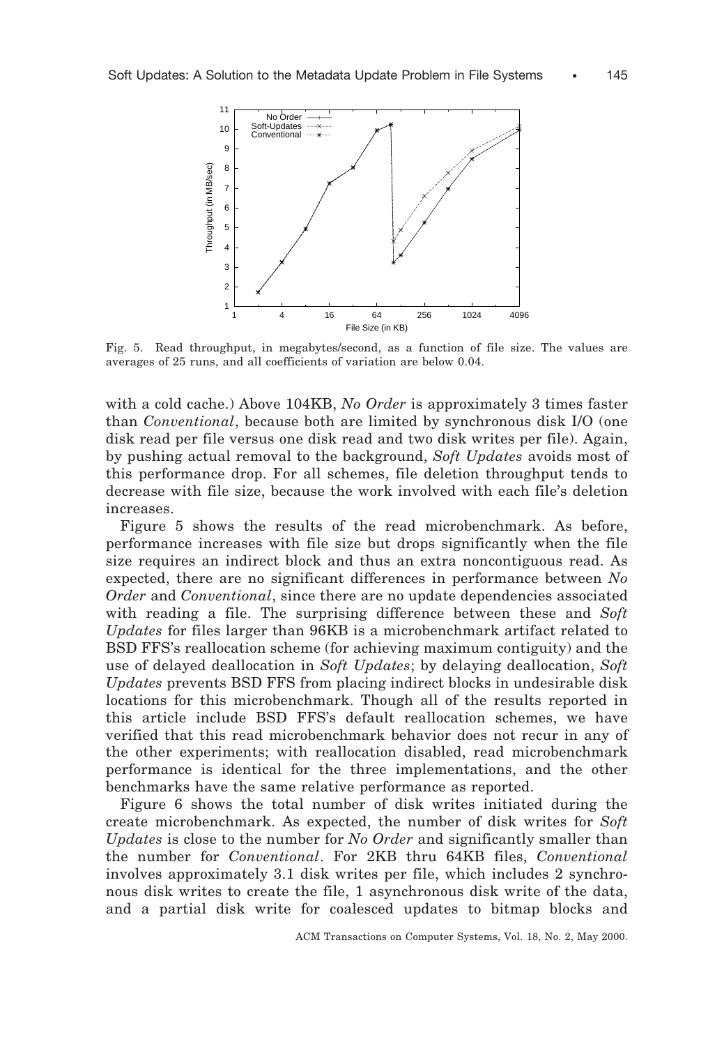Fig. 5. Read throughput, in megabytes/second, as a function of file size. The values are averages of 25 runs, and all coefficients of variation are below 0.04.

with a cold cache.) Above 104KB, *No Order* is approximately 3 times faster than *Conventional*, because both are limited by synchronous disk I/O (one disk read per file versus one disk read and two disk writes per file). Again, by pushing actual removal to the background, *Soft Updates* avoids most of this performance drop. For all schemes, file deletion throughput tends to decrease with file size, because the work involved with each file's deletion increases.

Figure 5 shows the results of the read microbenchmark. As before, performance increases with file size but drops significantly when the file size requires an indirect block and thus an extra noncontiguous read. As expected, there are no significant differences in performance between *No Order* and *Conventional*, since there are no update dependencies associated with reading a file. The surprising difference between these and *Soft Updates* for files larger than 96KB is a microbenchmark artifact related to BSD FFS's reallocation scheme (for achieving maximum contiguity) and the use of delayed deallocation in *Soft Updates*; by delaying deallocation, *Soft Updates* prevents BSD FFS from placing indirect blocks in undesirable disk locations for this microbenchmark. Though all of the results reported in this article include BSD FFS's default reallocation schemes, we have verified that this read microbenchmark behavior does not recur in any of the other experiments; with reallocation disabled, read microbenchmark performance is identical for the three implementations, and the other benchmarks have the same relative performance as reported.

Figure 6 shows the total number of disk writes initiated during the create microbenchmark. As expected, the number of disk writes for *Soft Updates* is close to the number for *No Order* and significantly smaller than the number for *Conventional*. For 2KB thru 64KB files, *Conventional* involves approximately 3.1 disk writes per file, which includes 2 synchronous disk writes to create the file, 1 asynchronous disk write of the data, and a partial disk write for coalesced updates to bitmap blocks and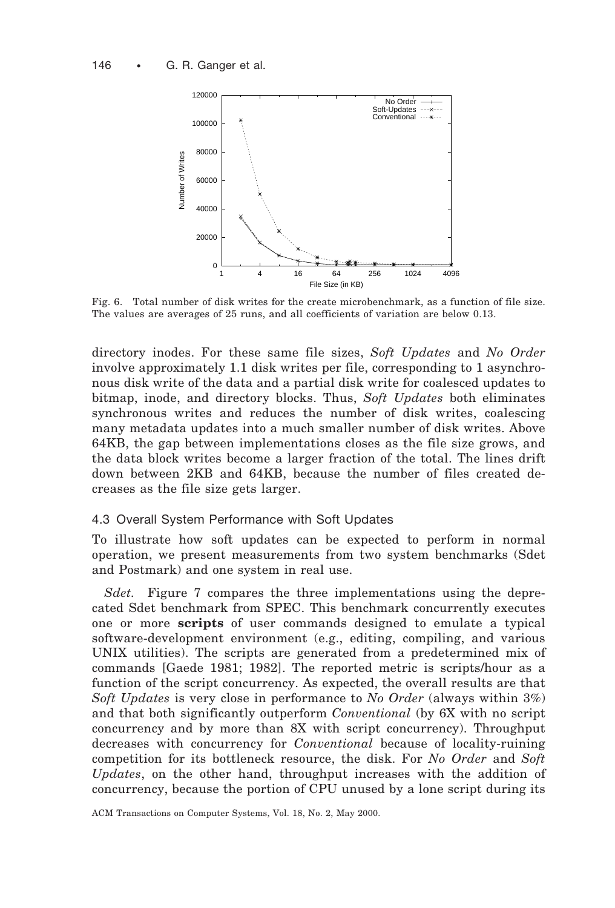Fig. 6. Total number of disk writes for the create microbenchmark, as a function of file size. The values are averages of 25 runs, and all coefficients of variation are below 0.13.

directory inodes. For these same file sizes, *Soft Updates* and *No Order* involve approximately 1.1 disk writes per file, corresponding to 1 asynchronous disk write of the data and a partial disk write for coalesced updates to bitmap, inode, and directory blocks. Thus, *Soft Updates* both eliminates synchronous writes and reduces the number of disk writes, coalescing many metadata updates into a much smaller number of disk writes. Above 64KB, the gap between implementations closes as the file size grows, and the data block writes become a larger fraction of the total. The lines drift down between 2KB and 64KB, because the number of files created decreases as the file size gets larger.

### 4.3 Overall System Performance with Soft Updates

To illustrate how soft updates can be expected to perform in normal operation, we present measurements from two system benchmarks (Sdet and Postmark) and one system in real use.

*Sdet.* Figure 7 compares the three implementations using the deprecated Sdet benchmark from SPEC. This benchmark concurrently executes one or more **scripts** of user commands designed to emulate a typical software-development environment (e.g., editing, compiling, and various UNIX utilities). The scripts are generated from a predetermined mix of commands [Gaede 1981; 1982]. The reported metric is scripts/hour as a function of the script concurrency. As expected, the overall results are that *Soft Updates* is very close in performance to *No Order* (always within 3%) and that both significantly outperform *Conventional* (by 6X with no script concurrency and by more than 8X with script concurrency). Throughput decreases with concurrency for *Conventional* because of locality-ruining competition for its bottleneck resource, the disk. For *No Order* and *Soft Updates*, on the other hand, throughput increases with the addition of concurrency, because the portion of CPU unused by a lone script during its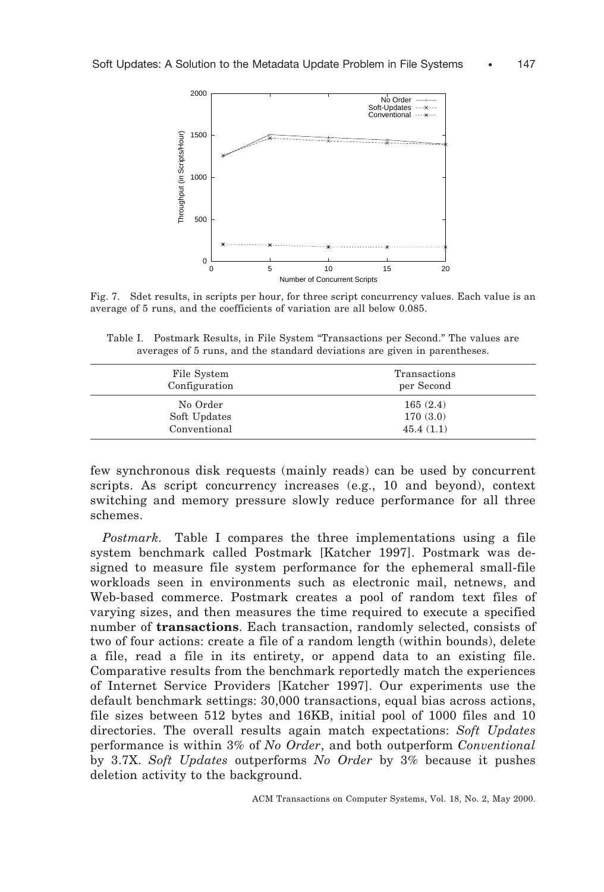Fig. 7. Sdet results, in scripts per hour, for three script concurrency values. Each value is an average of 5 runs, and the coefficients of variation are all below 0.085.

Table I. Postmark Results, in File System "Transactions per Second." The values are averages of 5 runs, and the standard deviations are given in parentheses.

| File System Configuration | Transactions per Second |
|---|---|
| No Order | 165 (2.4) |
| Soft Updates | 170 (3.0) |
| Conventional | 45.4 (1.1) |

few synchronous disk requests (mainly reads) can be used by concurrent scripts. As script concurrency increases (e.g., 10 and beyond), context switching and memory pressure slowly reduce performance for all three schemes.

*Postmark.* Table I compares the three implementations using a file system benchmark called Postmark [Katcher 1997]. Postmark was designed to measure file system performance for the ephemeral small-file workloads seen in environments such as electronic mail, netnews, and Web-based commerce. Postmark creates a pool of random text files of varying sizes, and then measures the time required to execute a specified number of **transactions**. Each transaction, randomly selected, consists of two of four actions: create a file of a random length (within bounds), delete a file, read a file in its entirety, or append data to an existing file. Comparative results from the benchmark reportedly match the experiences of Internet Service Providers [Katcher 1997]. Our experiments use the default benchmark settings: 30,000 transactions, equal bias across actions, file sizes between 512 bytes and 16KB, initial pool of 1000 files and 10 directories. The overall results again match expectations: *Soft Updates* performance is within 3% of *No Order*, and both outperform *Conventional* by 3.7X. *Soft Updates* outperforms *No Order* by 3% because it pushes deletion activity to the background.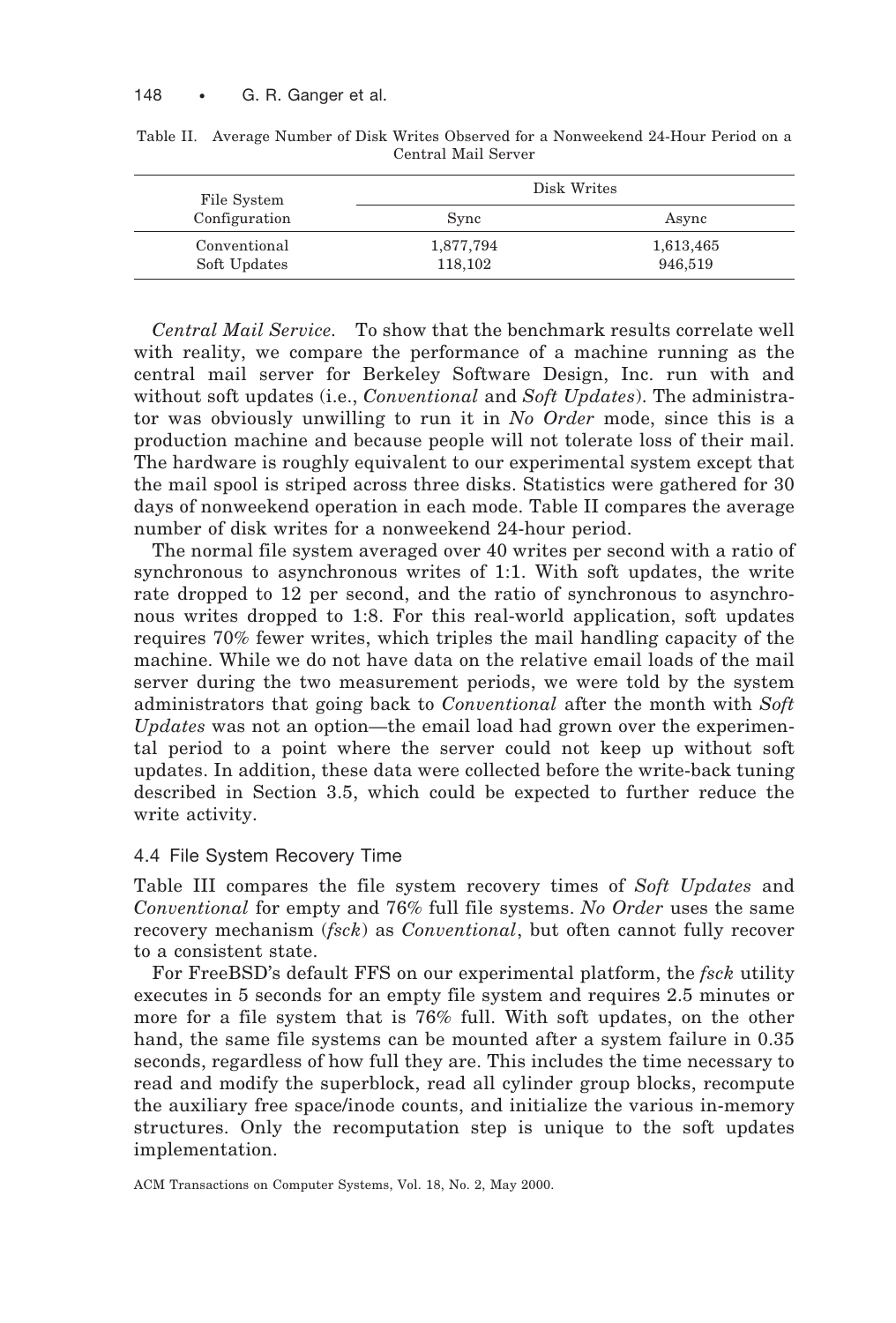Table II. Average Number of Disk Writes Observed for a Nonweekend 24-Hour Period on a Central Mail Server

| File System Configuration | Disk Writes | |
|---|---|---|
| | Sync | Async |
| Conventional | 1,877,794 | 1,613,465 |
| Soft Updates | 118,102 | 946,519 |

*Central Mail Service.* To show that the benchmark results correlate well with reality, we compare the performance of a machine running as the central mail server for Berkeley Software Design, Inc. run with and without soft updates (i.e., *Conventional* and *Soft Updates*). The administrator was obviously unwilling to run it in *No Order* mode, since this is a production machine and because people will not tolerate loss of their mail. The hardware is roughly equivalent to our experimental system except that the mail spool is striped across three disks. Statistics were gathered for 30 days of nonweekend operation in each mode. Table II compares the average number of disk writes for a nonweekend 24-hour period.

The normal file system averaged over 40 writes per second with a ratio of synchronous to asynchronous writes of 1:1. With soft updates, the write rate dropped to 12 per second, and the ratio of synchronous to asynchronous writes dropped to 1:8. For this real-world application, soft updates requires 70% fewer writes, which triples the mail handling capacity of the machine. While we do not have data on the relative email loads of the mail server during the two measurement periods, we were told by the system administrators that going back to *Conventional* after the month with *Soft Updates* was not an option—the email load had grown over the experimental period to a point where the server could not keep up without soft updates. In addition, these data were collected before the write-back tuning described in Section 3.5, which could be expected to further reduce the write activity.

### 4.4 File System Recovery Time

Table III compares the file system recovery times of *Soft Updates* and *Conventional* for empty and 76% full file systems. *No Order* uses the same recovery mechanism (*fsck*) as *Conventional*, but often cannot fully recover to a consistent state.

For FreeBSD's default FFS on our experimental platform, the *fsck* utility executes in 5 seconds for an empty file system and requires 2.5 minutes or more for a file system that is 76% full. With soft updates, on the other hand, the same file systems can be mounted after a system failure in 0.35 seconds, regardless of how full they are. This includes the time necessary to read and modify the superblock, read all cylinder group blocks, recompute the auxiliary free space/inode counts, and initialize the various in-memory structures. Only the recomputation step is unique to the soft updates implementation.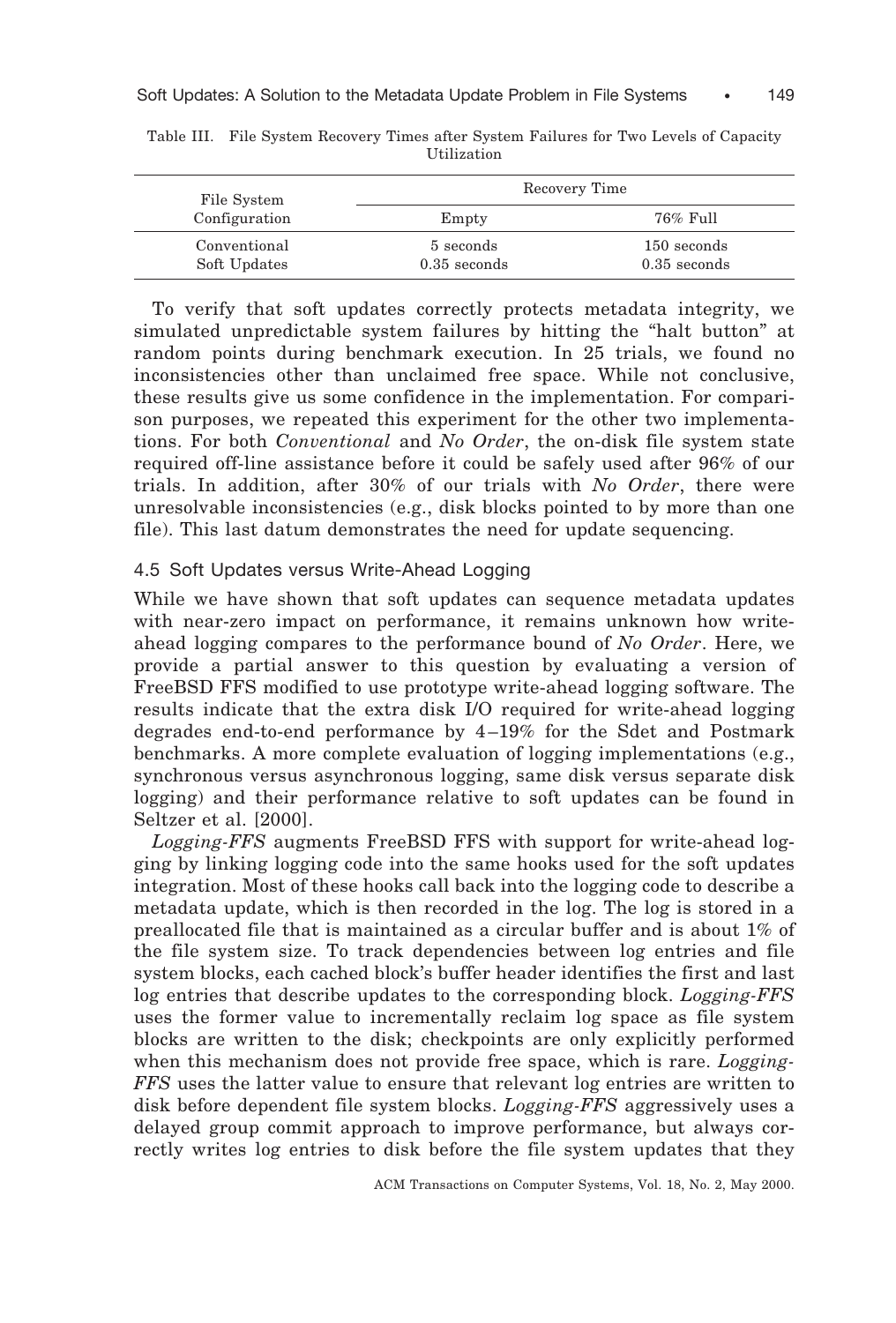Table III. File System Recovery Times after System Failures for Two Levels of Capacity Utilization

| File System Configuration | Recovery Time | |
|---|---|---|
| | Empty | 76% Full |
| Conventional | 5 seconds | 150 seconds |
| Soft Updates | 0.35 seconds | 0.35 seconds |

To verify that soft updates correctly protects metadata integrity, we simulated unpredictable system failures by hitting the "halt button" at random points during benchmark execution. In 25 trials, we found no inconsistencies other than unclaimed free space. While not conclusive, these results give us some confidence in the implementation. For comparison purposes, we repeated this experiment for the other two implementations. For both *Conventional* and *No Order*, the on-disk file system state required off-line assistance before it could be safely used after 96% of our trials. In addition, after 30% of our trials with *No Order*, there were unresolvable inconsistencies (e.g., disk blocks pointed to by more than one file). This last datum demonstrates the need for update sequencing.

### 4.5 Soft Updates versus Write-Ahead Logging

While we have shown that soft updates can sequence metadata updates with near-zero impact on performance, it remains unknown how write-ahead logging compares to the performance bound of *No Order*. Here, we provide a partial answer to this question by evaluating a version of FreeBSD FFS modified to use prototype write-ahead logging software. The results indicate that the extra disk I/O required for write-ahead logging degrades end-to-end performance by 4–19% for the Sdet and Postmark benchmarks. A more complete evaluation of logging implementations (e.g., synchronous versus asynchronous logging, same disk versus separate disk logging) and their performance relative to soft updates can be found in Seltzer et al. [2000].

*Logging-FFS* augments FreeBSD FFS with support for write-ahead logging by linking logging code into the same hooks used for the soft updates integration. Most of these hooks call back into the logging code to describe a metadata update, which is then recorded in the log. The log is stored in a preallocated file that is maintained as a circular buffer and is about 1% of the file system size. To track dependencies between log entries and file system blocks, each cached block's buffer header identifies the first and last log entries that describe updates to the corresponding block. *Logging-FFS* uses the former value to incrementally reclaim log space as file system blocks are written to the disk; checkpoints are only explicitly performed when this mechanism does not provide free space, which is rare. *Logging-FFS* uses the latter value to ensure that relevant log entries are written to disk before dependent file system blocks. *Logging-FFS* aggressively uses a delayed group commit approach to improve performance, but always correctly writes log entries to disk before the file system updates that they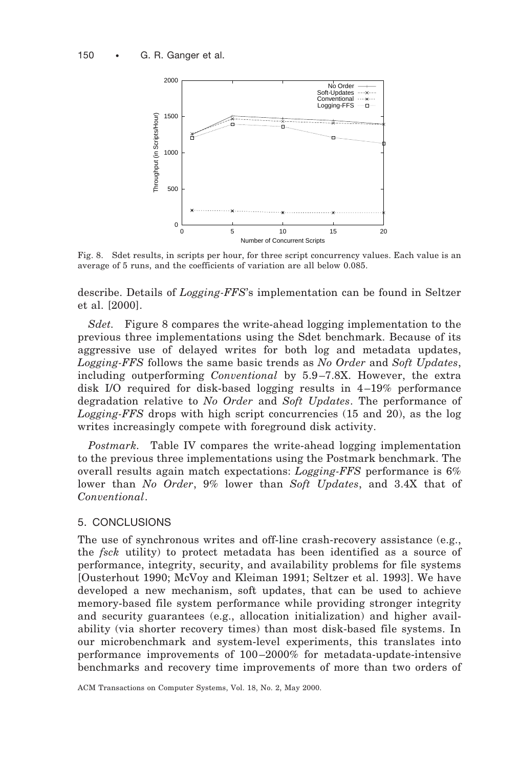Fig. 8. Sdet results, in scripts per hour, for three script concurrency values. Each value is an average of 5 runs, and the coefficients of variation are all below 0.085.

describe. Details of *Logging-FFS*'s implementation can be found in Seltzer et al. [2000].

*Sdet.* Figure 8 compares the write-ahead logging implementation to the previous three implementations using the Sdet benchmark. Because of its aggressive use of delayed writes for both log and metadata updates, *Logging-FFS* follows the same basic trends as *No Order* and *Soft Updates*, including outperforming *Conventional* by 5.9–7.8X. However, the extra disk I/O required for disk-based logging results in 4–19% performance degradation relative to *No Order* and *Soft Updates*. The performance of *Logging-FFS* drops with high script concurrencies (15 and 20), as the log writes increasingly compete with foreground disk activity.

*Postmark.* Table IV compares the write-ahead logging implementation to the previous three implementations using the Postmark benchmark. The overall results again match expectations: *Logging-FFS* performance is 6% lower than *No Order*, 9% lower than *Soft Updates*, and 3.4X that of *Conventional*.

## 5. CONCLUSIONS

The use of synchronous writes and off-line crash-recovery assistance (e.g., the *fsck* utility) to protect metadata has been identified as a source of performance, integrity, security, and availability problems for file systems [Ousterhout 1990; McVoy and Kleiman 1991; Seltzer et al. 1993]. We have developed a new mechanism, soft updates, that can be used to achieve memory-based file system performance while providing stronger integrity and security guarantees (e.g., allocation initialization) and higher availability (via shorter recovery times) than most disk-based file systems. In our microbenchmark and system-level experiments, this translates into performance improvements of 100–2000% for metadata-update-intensive benchmarks and recovery time improvements of more than two orders of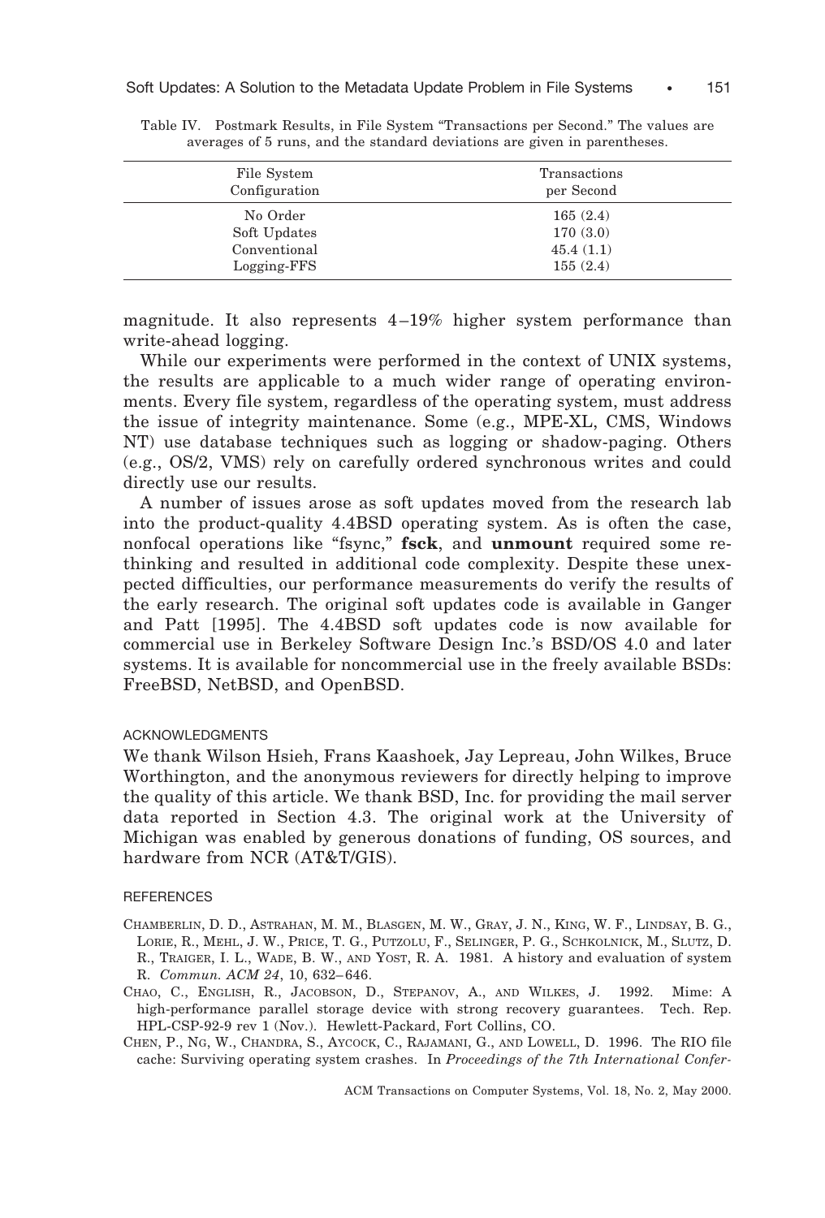Table IV. Postmark Results, in File System "Transactions per Second." The values are averages of 5 runs, and the standard deviations are given in parentheses.

| File System Configuration | Transactions per Second |
|---|---|
| No Order | 165 (2.4) |
| Soft Updates | 170 (3.0) |
| Conventional | 45.4 (1.1) |
| Logging-FFS | 155 (2.4) |

magnitude. It also represents 4–19% higher system performance than write-ahead logging.

While our experiments were performed in the context of UNIX systems, the results are applicable to a much wider range of operating environments. Every file system, regardless of the operating system, must address the issue of integrity maintenance. Some (e.g., MPE-XL, CMS, Windows NT) use database techniques such as logging or shadow-paging. Others (e.g., OS/2, VMS) rely on carefully ordered synchronous writes and could directly use our results.

A number of issues arose as soft updates moved from the research lab into the product-quality 4.4BSD operating system. As is often the case, nonfocal operations like "fsync," **fsck**, and **unmount** required some rethinking and resulted in additional code complexity. Despite these unexpected difficulties, our performance measurements do verify the results of the early research. The original soft updates code is available in Ganger and Patt [1995]. The 4.4BSD soft updates code is now available for commercial use in Berkeley Software Design Inc.'s BSD/OS 4.0 and later systems. It is available for noncommercial use in the freely available BSDs: FreeBSD, NetBSD, and OpenBSD.

## ACKNOWLEDGMENTS

We thank Wilson Hsieh, Frans Kaashoek, Jay Lepreau, John Wilkes, Bruce Worthington, and the anonymous reviewers for directly helping to improve the quality of this article. We thank BSD, Inc. for providing the mail server data reported in Section 4.3. The original work at the University of Michigan was enabled by generous donations of funding, OS sources, and hardware from NCR (AT&T/GIS).

## REFERENCES

Chamberlin, D. D., Astrahan, M. M., Blasgen, M. W., Gray, J. N., King, W. F., Lindsay, B. G., Lorie, R., Mehl, J. W., Price, T. G., Putzolu, F., Selinger, P. G., Schkolnick, M., Slutz, D. R., Traiger, I. L., Wade, B. W., and Yost, R. A. 1981. A history and evaluation of system R. *Commun. ACM 24*, 10, 632–646.

Chao, C., English, R., Jacobson, D., Stepanov, A., and Wilkes, J. 1992. Mime: A high-performance parallel storage device with strong recovery guarantees. Tech. Rep. HPL-CSP-92-9 rev 1 (Nov.). Hewlett-Packard, Fort Collins, CO.

Chen, P., Ng, W., Chandra, S., Aycock, C., Rajamani, G., and Lowell, D. 1996. The RIO file cache: Surviving operating system crashes. In *Proceedings of the 7th International Confer-*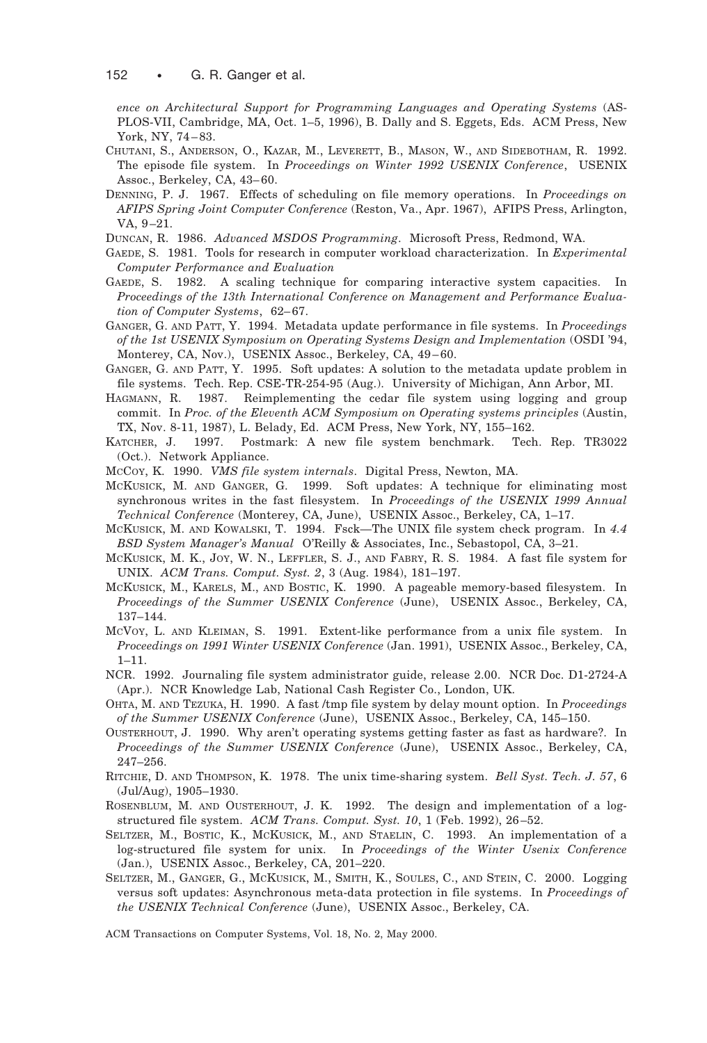*ence on Architectural Support for Programming Languages and Operating Systems* (ASPLOS-VII, Cambridge, MA, Oct. 1–5, 1996), B. Dally and S. Eggets, Eds. ACM Press, New York, NY, 74–83.

CHUTANI, S., ANDERSON, O., KAZAR, M., LEVERETT, B., MASON, W., AND SIDEBOTHAM, R. 1992. The episode file system. In *Proceedings on Winter 1992 USENIX Conference*, USENIX Assoc., Berkeley, CA, 43–60.

DENNING, P. J. 1967. Effects of scheduling on file memory operations. In *Proceedings on AFIPS Spring Joint Computer Conference* (Reston, Va., Apr. 1967), AFIPS Press, Arlington, VA, 9–21.

DUNCAN, R. 1986. *Advanced MSDOS Programming*. Microsoft Press, Redmond, WA.

GAEDE, S. 1981. Tools for research in computer workload characterization. In *Experimental Computer Performance and Evaluation*

GAEDE, S. 1982. A scaling technique for comparing interactive system capacities. In *Proceedings of the 13th International Conference on Management and Performance Evaluation of Computer Systems*, 62–67.

GANGER, G. AND PATT, Y. 1994. Metadata update performance in file systems. In *Proceedings of the 1st USENIX Symposium on Operating Systems Design and Implementation* (OSDI '94, Monterey, CA, Nov.), USENIX Assoc., Berkeley, CA, 49–60.

GANGER, G. AND PATT, Y. 1995. Soft updates: A solution to the metadata update problem in file systems. Tech. Rep. CSE-TR-254-95 (Aug.). University of Michigan, Ann Arbor, MI.

HAGMANN, R. 1987. Reimplementing the cedar file system using logging and group commit. In *Proc. of the Eleventh ACM Symposium on Operating systems principles* (Austin, TX, Nov. 8-11, 1987), L. Belady, Ed. ACM Press, New York, NY, 155–162.

KATCHER, J. 1997. Postmark: A new file system benchmark. Tech. Rep. TR3022 (Oct.). Network Appliance.

MCCOY, K. 1990. *VMS file system internals*. Digital Press, Newton, MA.

MCKUSICK, M. AND GANGER, G. 1999. Soft updates: A technique for eliminating most synchronous writes in the fast filesystem. In *Proceedings of the USENIX 1999 Annual Technical Conference* (Monterey, CA, June), USENIX Assoc., Berkeley, CA, 1–17.

MCKUSICK, M. AND KOWALSKI, T. 1994. Fsck—The UNIX file system check program. In *4.4 BSD System Manager's Manual* O'Reilly & Associates, Inc., Sebastopol, CA, 3–21.

MCKUSICK, M. K., JOY, W. N., LEFFLER, S. J., AND FABRY, R. S. 1984. A fast file system for UNIX. *ACM Trans. Comput. Syst. 2*, 3 (Aug. 1984), 181–197.

MCKUSICK, M., KARELS, M., AND BOSTIC, K. 1990. A pageable memory-based filesystem. In *Proceedings of the Summer USENIX Conference* (June), USENIX Assoc., Berkeley, CA, 137–144.

MCVOY, L. AND KLEIMAN, S. 1991. Extent-like performance from a unix file system. In *Proceedings on 1991 Winter USENIX Conference* (Jan. 1991), USENIX Assoc., Berkeley, CA, 1–11.

NCR. 1992. Journaling file system administrator guide, release 2.00. NCR Doc. D1-2724-A (Apr.). NCR Knowledge Lab, National Cash Register Co., London, UK.

OHTA, M. AND TEZUKA, H. 1990. A fast /tmp file system by delay mount option. In *Proceedings of the Summer USENIX Conference* (June), USENIX Assoc., Berkeley, CA, 145–150.

OUSTERHOUT, J. 1990. Why aren't operating systems getting faster as fast as hardware?. In *Proceedings of the Summer USENIX Conference* (June), USENIX Assoc., Berkeley, CA, 247–256.

RITCHIE, D. AND THOMPSON, K. 1978. The unix time-sharing system. *Bell Syst. Tech. J. 57*, 6 (Jul/Aug), 1905–1930.

ROSENBLUM, M. AND OUSTERHOUT, J. K. 1992. The design and implementation of a log-structured file system. *ACM Trans. Comput. Syst. 10*, 1 (Feb. 1992), 26–52.

SELTZER, M., BOSTIC, K., MCKUSICK, M., AND STAELIN, C. 1993. An implementation of a log-structured file system for unix. In *Proceedings of the Winter Usenix Conference* (Jan.), USENIX Assoc., Berkeley, CA, 201–220.

SELTZER, M., GANGER, G., MCKUSICK, M., SMITH, K., SOULES, C., AND STEIN, C. 2000. Logging versus soft updates: Asynchronous meta-data protection in file systems. In *Proceedings of the USENIX Technical Conference* (June), USENIX Assoc., Berkeley, CA.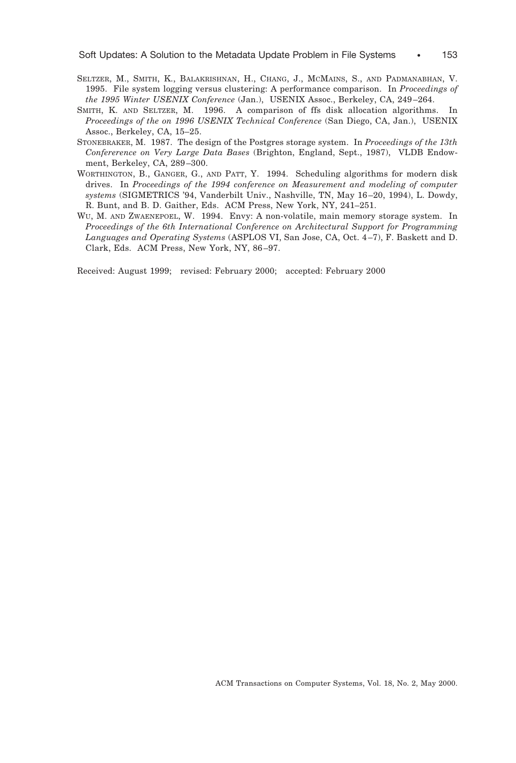SELTZER, M., SMITH, K., BALAKRISHNAN, H., CHANG, J., MCMAINS, S., AND PADMANABHAN, V. 1995. File system logging versus clustering: A performance comparison. In *Proceedings of the 1995 Winter USENIX Conference* (Jan.), USENIX Assoc., Berkeley, CA, 249–264.

SMITH, K. AND SELTZER, M. 1996. A comparison of ffs disk allocation algorithms. In *Proceedings of the on 1996 USENIX Technical Conference* (San Diego, CA, Jan.), USENIX Assoc., Berkeley, CA, 15–25.

STONEBRAKER, M. 1987. The design of the Postgres storage system. In *Proceedings of the 13th Confererence on Very Large Data Bases* (Brighton, England, Sept., 1987), VLDB Endowment, Berkeley, CA, 289–300.

WORTHINGTON, B., GANGER, G., AND PATT, Y. 1994. Scheduling algorithms for modern disk drives. In *Proceedings of the 1994 conference on Measurement and modeling of computer systems* (SIGMETRICS '94, Vanderbilt Univ., Nashville, TN, May 16–20, 1994), L. Dowdy, R. Bunt, and B. D. Gaither, Eds. ACM Press, New York, NY, 241–251.

WU, M. AND ZWAENEPOEL, W. 1994. Envy: A non-volatile, main memory storage system. In *Proceedings of the 6th International Conference on Architectural Support for Programming Languages and Operating Systems* (ASPLOS VI, San Jose, CA, Oct. 4–7), F. Baskett and D. Clark, Eds. ACM Press, New York, NY, 86–97.

Received: August 1999; revised: February 2000; accepted: February 2000